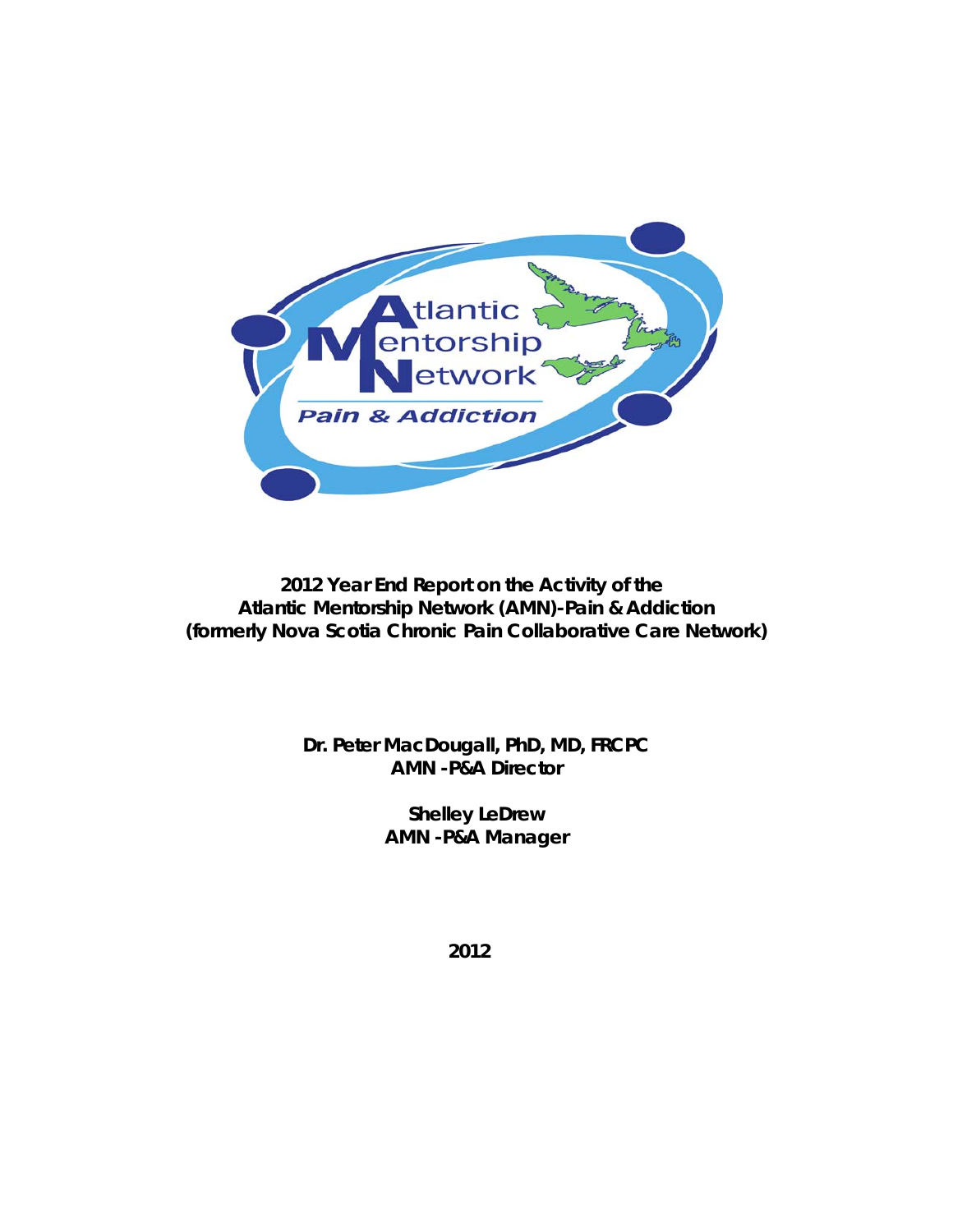# 2012 Year End Report on the Activity of the Atlantic Mentorship Network (AMN)-Pain & Addiction (formerly Nova Scotia Chronic Pain Collaborative Care Network)

**Dr. Peter MacDougall, PhD, MD, FRCPC**
**AMN -P&A Director**

**Shelley LeDrew**
**AMN -P&A Manager**

**2012**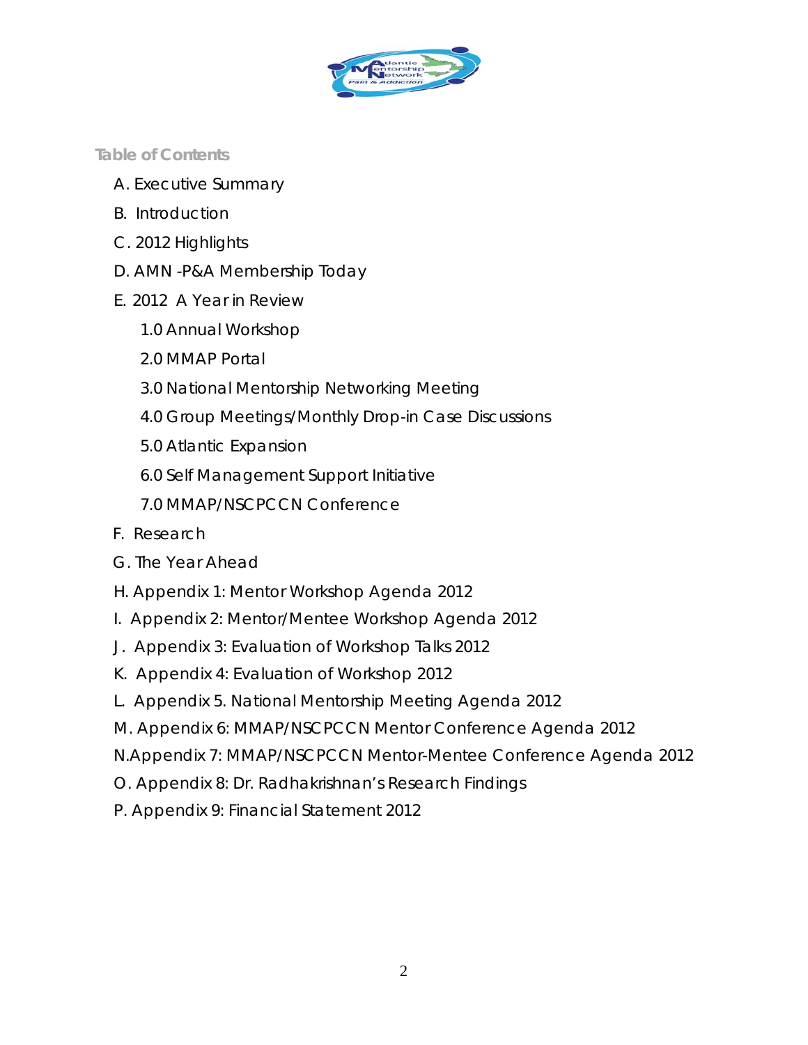## Table of Contents

A. Executive Summary

B. Introduction

C. 2012 Highlights

D. AMN -P&A Membership Today

E. 2012 A Year in Review

- 1.0 Annual Workshop
- 2.0 MMAP Portal
- 3.0 National Mentorship Networking Meeting
- 4.0 Group Meetings/Monthly Drop-in Case Discussions
- 5.0 Atlantic Expansion
- 6.0 Self Management Support Initiative
- 7.0 MMAP/NSCPCCN Conference

F. Research

G. The Year Ahead

H. Appendix 1: Mentor Workshop Agenda 2012

I. Appendix 2: Mentor/Mentee Workshop Agenda 2012

J. Appendix 3: Evaluation of Workshop Talks 2012

K. Appendix 4: Evaluation of Workshop 2012

L. Appendix 5. National Mentorship Meeting Agenda 2012

M. Appendix 6: MMAP/NSCPCCN Mentor Conference Agenda 2012

N. Appendix 7: MMAP/NSCPCCN Mentor-Mentee Conference Agenda 2012

O. Appendix 8: Dr. Radhakrishnan's Research Findings

P. Appendix 9: Financial Statement 2012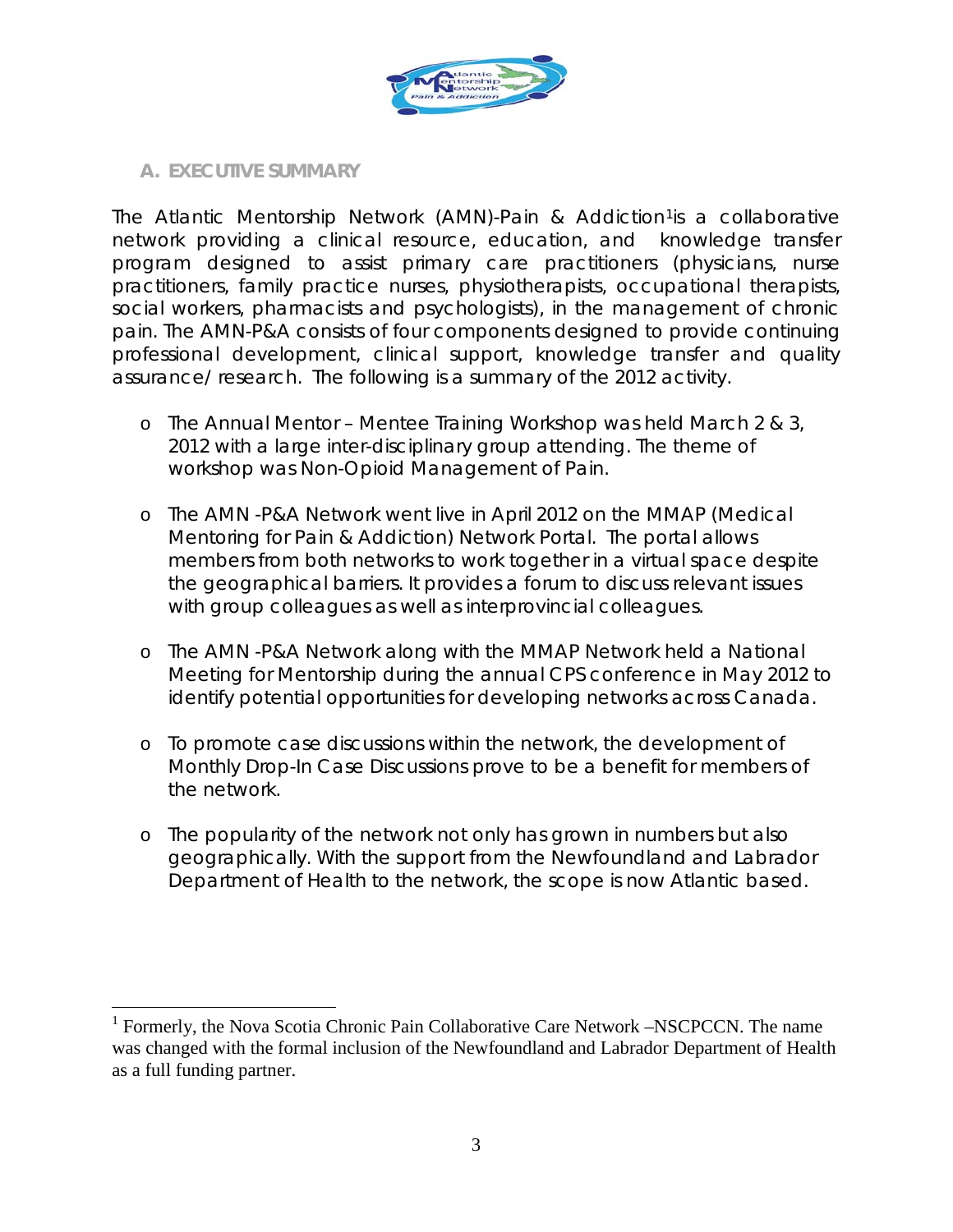## A. EXECUTIVE SUMMARY

The Atlantic Mentorship Network (AMN)-Pain & Addiction[1] is a collaborative network providing a clinical resource, education, and knowledge transfer program designed to assist primary care practitioners (physicians, nurse practitioners, family practice nurses, physiotherapists, occupational therapists, social workers, pharmacists and psychologists), in the management of chronic pain. The AMN-P&A consists of four components designed to provide continuing professional development, clinical support, knowledge transfer and quality assurance/ research. The following is a summary of the 2012 activity.

- The Annual Mentor – Mentee Training Workshop was held March 2 & 3, 2012 with a large inter-disciplinary group attending. The theme of workshop was Non-Opioid Management of Pain.
- The AMN -P&A Network went live in April 2012 on the MMAP (Medical Mentoring for Pain & Addiction) Network Portal. The portal allows members from both networks to work together in a virtual space despite the geographical barriers. It provides a forum to discuss relevant issues with group colleagues as well as interprovincial colleagues.
- The AMN -P&A Network along with the MMAP Network held a National Meeting for Mentorship during the annual CPS conference in May 2012 to identify potential opportunities for developing networks across Canada.
- To promote case discussions within the network, the development of Monthly Drop-In Case Discussions prove to be a benefit for members of the network.
- The popularity of the network not only has grown in numbers but also geographically. With the support from the Newfoundland and Labrador Department of Health to the network, the scope is now Atlantic based.

---

[1] Formerly, the Nova Scotia Chronic Pain Collaborative Care Network –NSCPCCN. The name was changed with the formal inclusion of the Newfoundland and Labrador Department of Health as a full funding partner.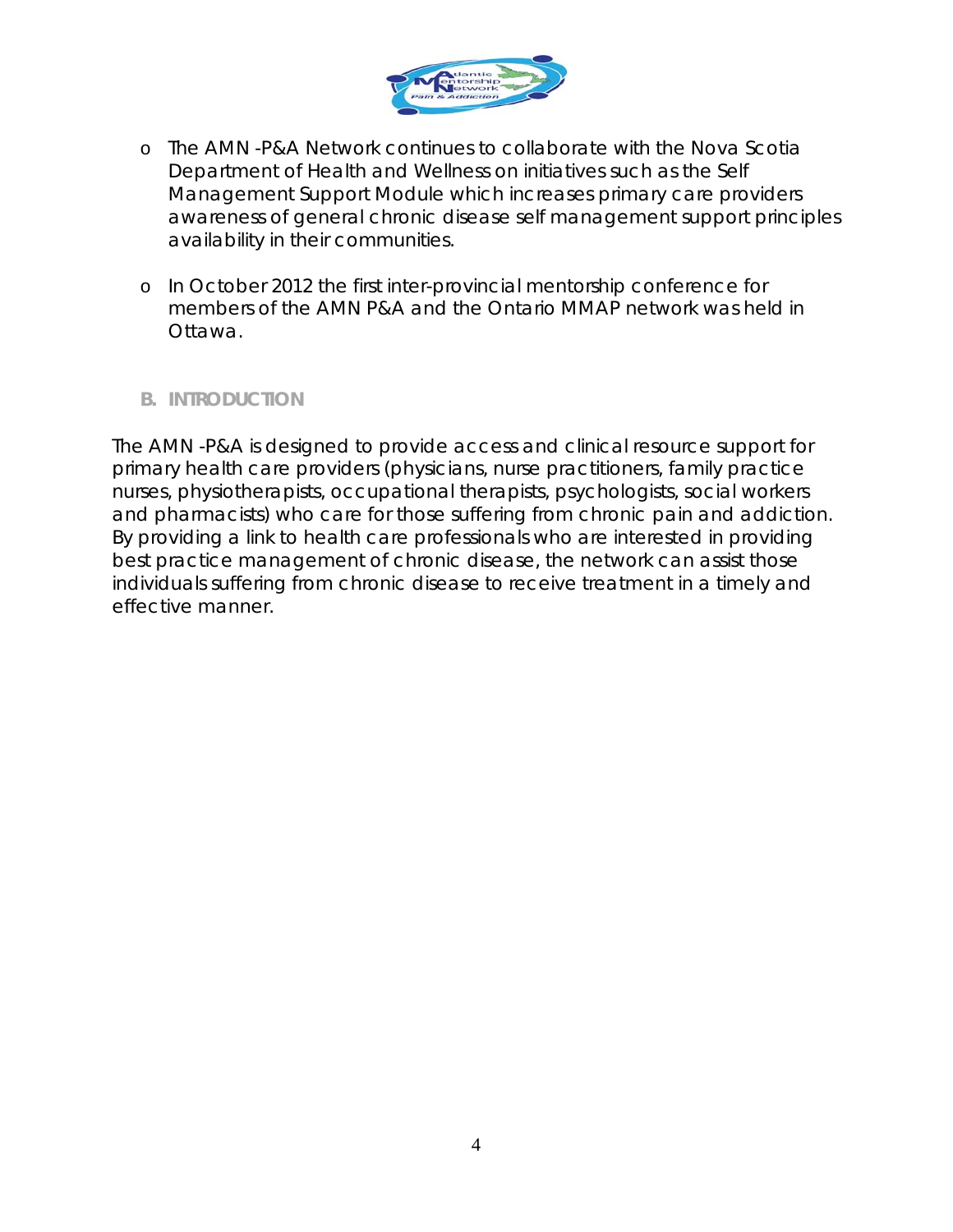- The AMN -P&A Network continues to collaborate with the Nova Scotia Department of Health and Wellness on initiatives such as the Self Management Support Module which increases primary care providers awareness of general chronic disease self management support principles availability in their communities.

- In October 2012 the first inter-provincial mentorship conference for members of the AMN P&A and the Ontario MMAP network was held in Ottawa.

## B. INTRODUCTION

The AMN -P&A is designed to provide access and clinical resource support for primary health care providers (physicians, nurse practitioners, family practice nurses, physiotherapists, occupational therapists, psychologists, social workers and pharmacists) who care for those suffering from chronic pain and addiction. By providing a link to health care professionals who are interested in providing best practice management of chronic disease, the network can assist those individuals suffering from chronic disease to receive treatment in a timely and effective manner.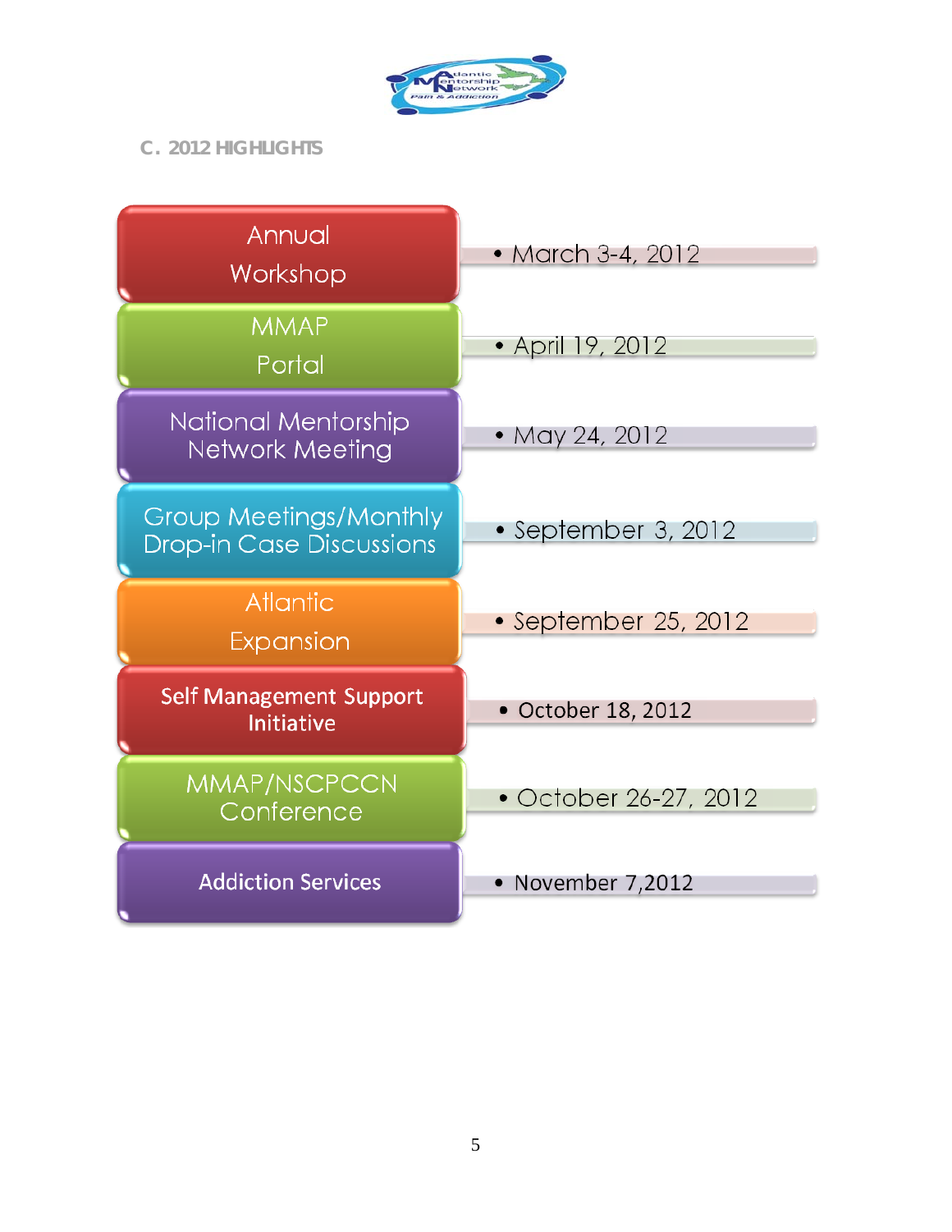## C. 2012 HIGHLIGHTS

| Event | Date |
| --- | --- |
| Annual Workshop | March 3-4, 2012 |
| MMAP Portal | April 19, 2012 |
| National Mentorship Network Meeting | May 24, 2012 |
| Group Meetings/Monthly Drop-in Case Discussions | September 3, 2012 |
| Atlantic Expansion | September 25, 2012 |
| Self Management Support Initiative | October 18, 2012 |
| MMAP/NSCPCCN Conference | October 26-27, 2012 |
| Addiction Services | November 7,2012 |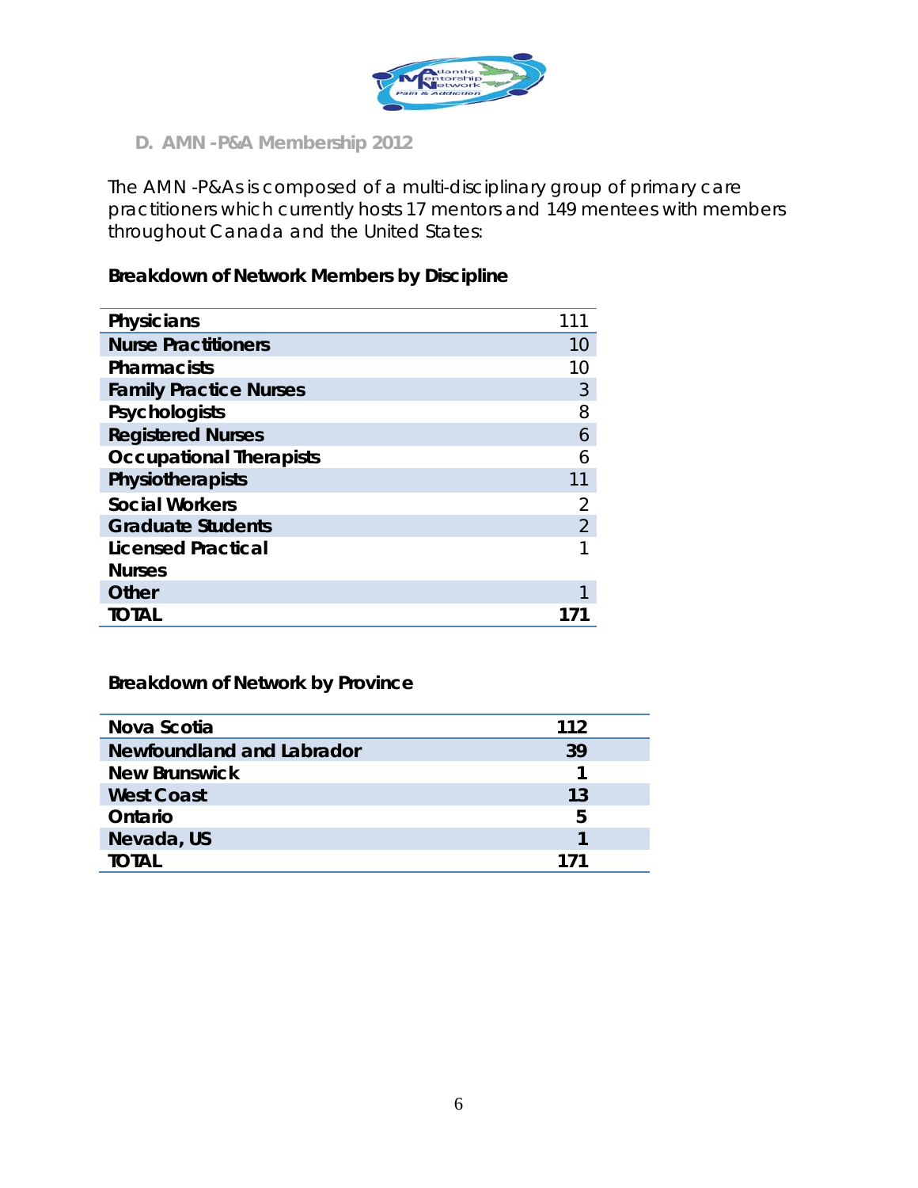## D. AMN -P&A Membership 2012

The AMN -P&As is composed of a multi-disciplinary group of primary care practitioners which currently hosts 17 mentors and 149 mentees with members throughout Canada and the United States:

**Breakdown of Network Members by Discipline**

| Discipline | Count |
|---|---|
| **Physicians** | 111 |
| **Nurse Practitioners** | 10 |
| **Pharmacists** | 10 |
| **Family Practice Nurses** | 3 |
| **Psychologists** | 8 |
| **Registered Nurses** | 6 |
| **Occupational Therapists** | 6 |
| **Physiotherapists** | 11 |
| **Social Workers** | 2 |
| **Graduate Students** | 2 |
| **Licensed Practical Nurses** | 1 |
| **Other** | 1 |
| **TOTAL** | **171** |

**Breakdown of Network by Province**

| Province | Count |
|---|---|
| **Nova Scotia** | **112** |
| **Newfoundland and Labrador** | **39** |
| **New Brunswick** | **1** |
| **West Coast** | **13** |
| **Ontario** | **5** |
| **Nevada, US** | **1** |
| **TOTAL** | **171** |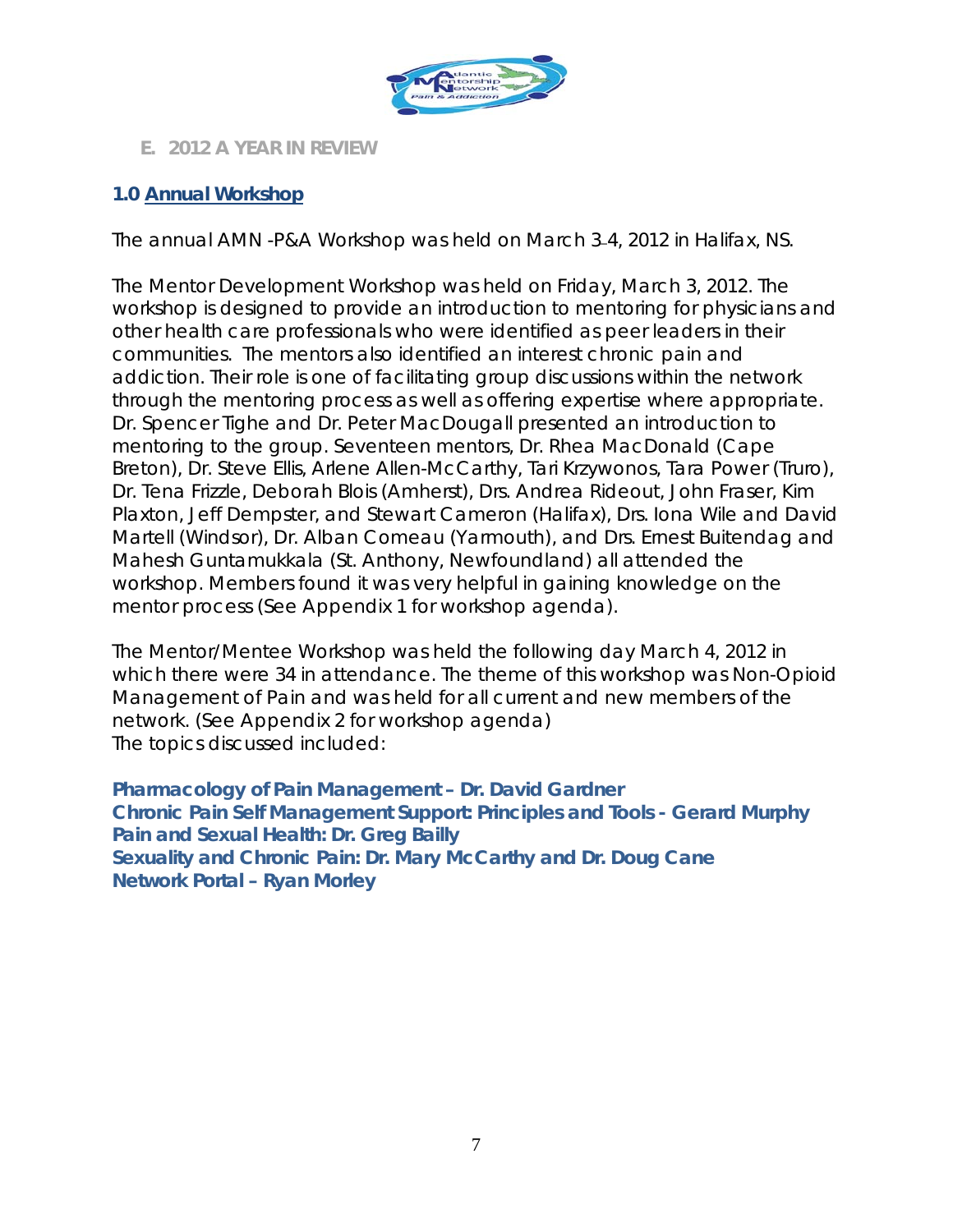## E. 2012 A YEAR IN REVIEW

### 1.0 Annual Workshop

The annual AMN -P&A Workshop was held on March 3–4, 2012 in Halifax, NS.

The Mentor Development Workshop was held on Friday, March 3, 2012. The workshop is designed to provide an introduction to mentoring for physicians and other health care professionals who were identified as peer leaders in their communities. The mentors also identified an interest chronic pain and addiction. Their role is one of facilitating group discussions within the network through the mentoring process as well as offering expertise where appropriate. Dr. Spencer Tighe and Dr. Peter MacDougall presented an introduction to mentoring to the group. Seventeen mentors, Dr. Rhea MacDonald (Cape Breton), Dr. Steve Ellis, Arlene Allen-McCarthy, Tari Krzywonos, Tara Power (Truro), Dr. Tena Frizzle, Deborah Blois (Amherst), Drs. Andrea Rideout, John Fraser, Kim Plaxton, Jeff Dempster, and Stewart Cameron (Halifax), Drs. Iona Wile and David Martell (Windsor), Dr. Alban Comeau (Yarmouth), and Drs. Ernest Buitendag and Mahesh Guntamukkala (St. Anthony, Newfoundland) all attended the workshop. Members found it was very helpful in gaining knowledge on the mentor process (See Appendix 1 for workshop agenda).

The Mentor/Mentee Workshop was held the following day March 4, 2012 in which there were 34 in attendance. The theme of this workshop was Non-Opioid Management of Pain and was held for all current and new members of the network. (See Appendix 2 for workshop agenda)
The topics discussed included:

**Pharmacology of Pain Management – Dr. David Gardner**
**Chronic Pain Self Management Support: Principles and Tools - Gerard Murphy**
**Pain and Sexual Health: Dr. Greg Bailly**
**Sexuality and Chronic Pain: Dr. Mary McCarthy and Dr. Doug Cane**
**Network Portal – Ryan Morley**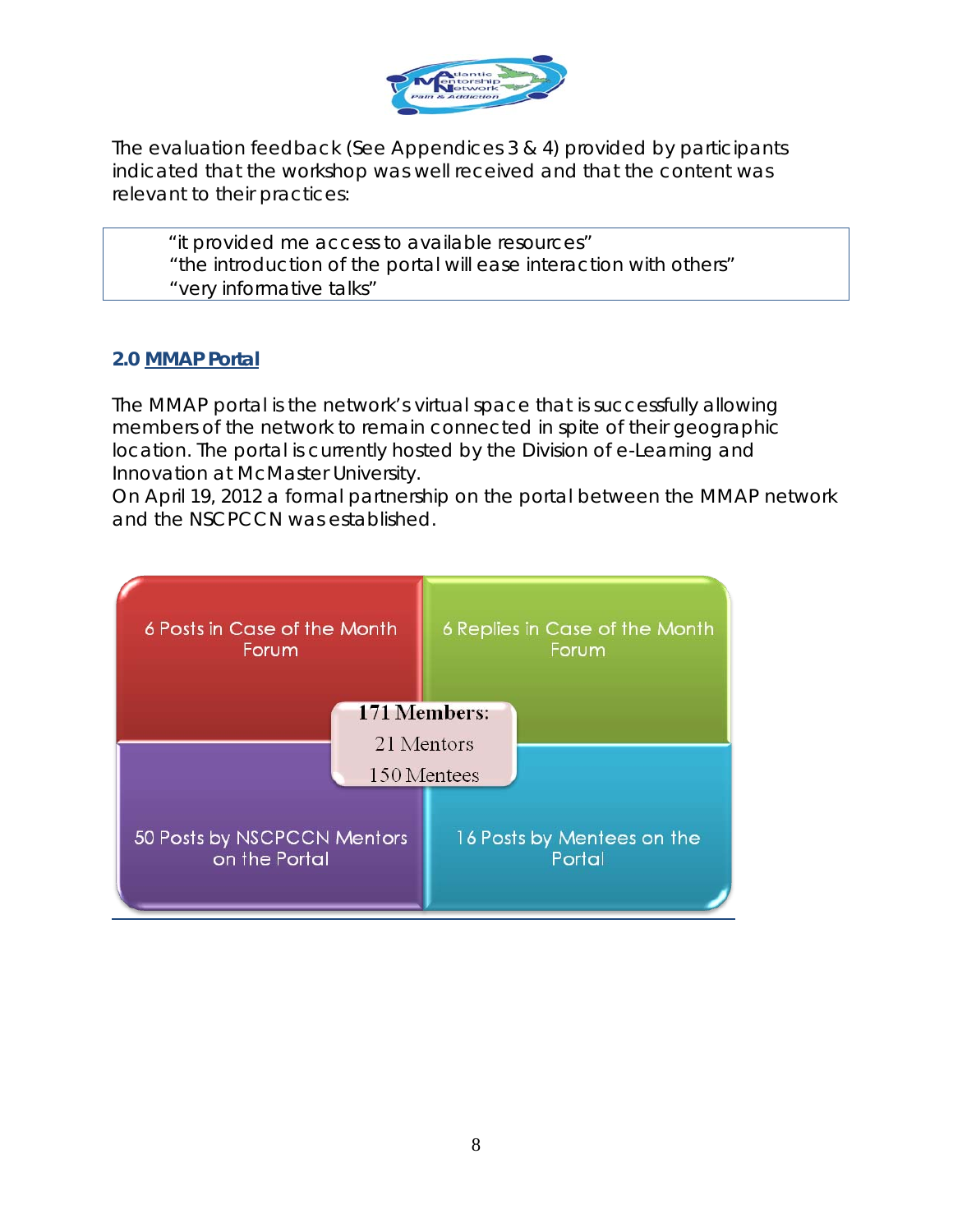The evaluation feedback (See Appendices 3 & 4) provided by participants indicated that the workshop was well received and that the content was relevant to their practices:

> "it provided me access to available resources"
> "the introduction of the portal will ease interaction with others"
> "very informative talks"

## 2.0 MMAP Portal

The MMAP portal is the network's virtual space that is successfully allowing members of the network to remain connected in spite of their geographic location. The portal is currently hosted by the Division of e-Learning and Innovation at McMaster University.
On April 19, 2012 a formal partnership on the portal between the MMAP network and the NSCPCCN was established.

6 Posts in Case of the Month Forum

6 Replies in Case of the Month Forum

**171 Members:**
21 Mentors
150 Mentees

50 Posts by NSCPCCN Mentors on the Portal

16 Posts by Mentees on the Portal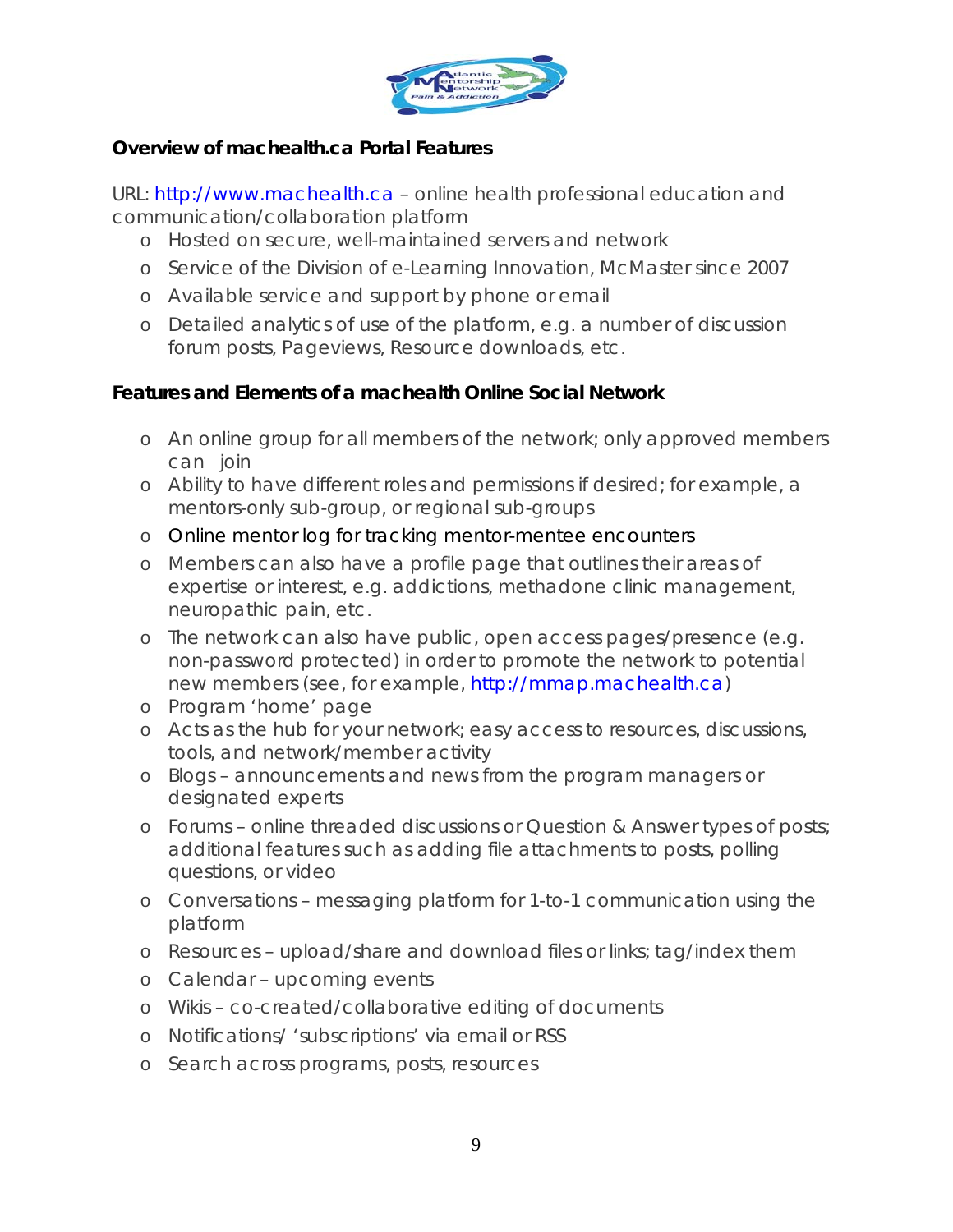**Overview of machealth.ca Portal Features**

URL: http://www.machealth.ca – online health professional education and communication/collaboration platform

- Hosted on secure, well-maintained servers and network
- Service of the Division of e-Learning Innovation, McMaster since 2007
- Available service and support by phone or email
- Detailed analytics of use of the platform, e.g. a number of discussion forum posts, Pageviews, Resource downloads, etc.

**Features and Elements of a machealth Online Social Network**

- An online group for all members of the network; only approved members can join
- Ability to have different roles and permissions if desired; for example, a mentors-only sub-group, or regional sub-groups
- Online mentor log for tracking mentor-mentee encounters
- Members can also have a profile page that outlines their areas of expertise or interest, e.g. addictions, methadone clinic management, neuropathic pain, etc.
- The network can also have public, open access pages/presence (e.g. non-password protected) in order to promote the network to potential new members (see, for example, http://mmap.machealth.ca)
- Program 'home' page
- Acts as the hub for your network; easy access to resources, discussions, tools, and network/member activity
- Blogs – announcements and news from the program managers or designated experts
- Forums – online threaded discussions or Question & Answer types of posts; additional features such as adding file attachments to posts, polling questions, or video
- Conversations – messaging platform for 1-to-1 communication using the platform
- Resources – upload/share and download files or links; tag/index them
- Calendar – upcoming events
- Wikis – co-created/collaborative editing of documents
- Notifications/ 'subscriptions' via email or RSS
- Search across programs, posts, resources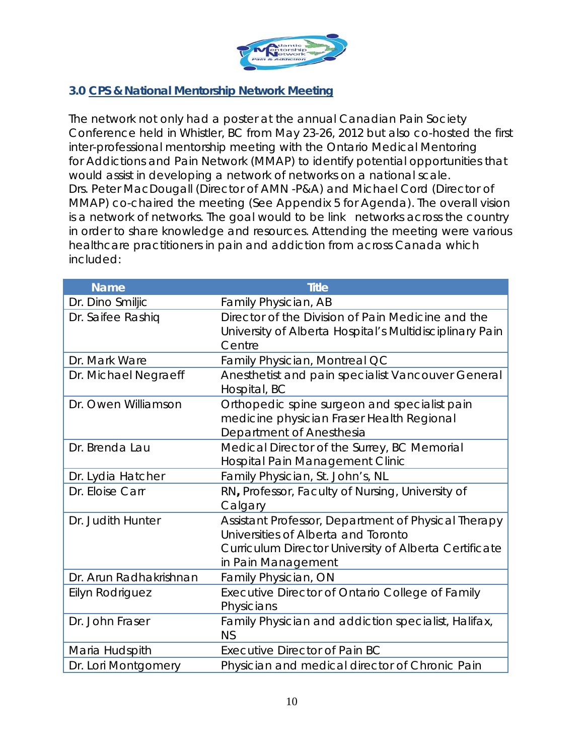## 3.0 CPS & National Mentorship Network Meeting

The network not only had a poster at the annual Canadian Pain Society Conference held in Whistler, BC from May 23-26, 2012 but also co-hosted the first inter-professional mentorship meeting with the Ontario Medical Mentoring for Addictions and Pain Network (MMAP) to identify potential opportunities that would assist in developing a network of networks on a national scale. Drs. Peter MacDougall (Director of AMN -P&A) and Michael Cord (Director of MMAP) co-chaired the meeting (See Appendix 5 for Agenda). The overall vision is a network of networks. The goal would to be link networks across the country in order to share knowledge and resources. Attending the meeting were various healthcare practitioners in pain and addiction from across Canada which included:

| Name | Title |
|---|---|
| Dr. Dino Smiljic | Family Physician, AB |
| Dr. Saifee Rashiq | Director of the Division of Pain Medicine and the University of Alberta Hospital's Multidisciplinary Pain Centre |
| Dr. Mark Ware | Family Physician, Montreal QC |
| Dr. Michael Negraeff | Anesthetist and pain specialist Vancouver General Hospital, BC |
| Dr. Owen Williamson | Orthopedic spine surgeon and specialist pain medicine physician Fraser Health Regional Department of Anesthesia |
| Dr. Brenda Lau | Medical Director of the Surrey, BC Memorial Hospital Pain Management Clinic |
| Dr. Lydia Hatcher | Family Physician, St. John's, NL |
| Dr. Eloise Carr | RN**,** Professor, Faculty of Nursing, University of Calgary |
| Dr. Judith Hunter | Assistant Professor, Department of Physical Therapy Universities of Alberta and Toronto Curriculum Director University of Alberta Certificate in Pain Management |
| Dr. Arun Radhakrishnan | Family Physician, ON |
| Eilyn Rodriguez | Executive Director of Ontario College of Family Physicians |
| Dr. John Fraser | Family Physician and addiction specialist, Halifax, NS |
| Maria Hudspith | Executive Director of Pain BC |
| Dr. Lori Montgomery | Physician and medical director of Chronic Pain |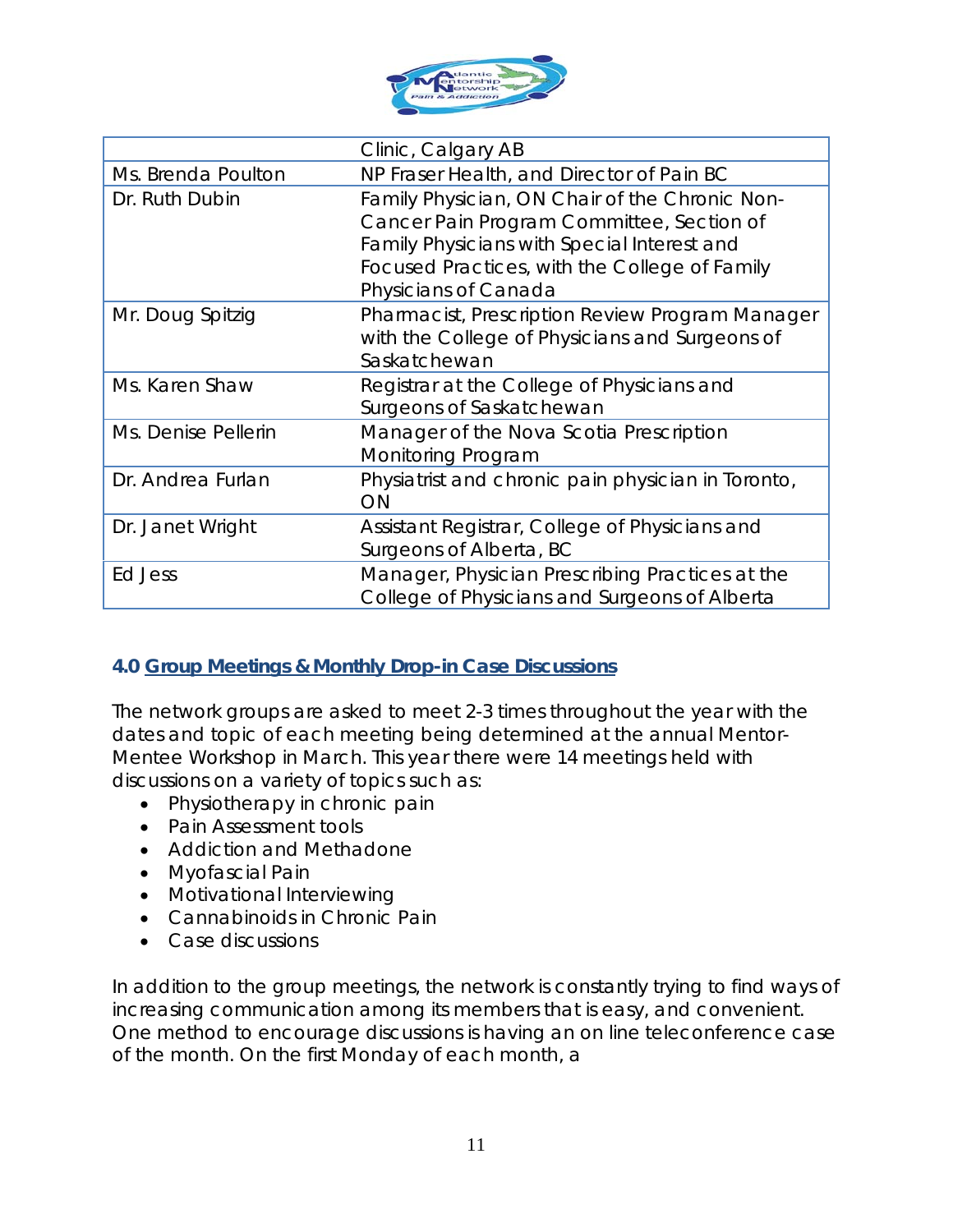|  |  |
|---|---|
|  | Clinic, Calgary AB |
| Ms. Brenda Poulton | NP Fraser Health, and Director of Pain BC |
| Dr. Ruth Dubin | Family Physician, ON Chair of the Chronic Non-Cancer Pain Program Committee, Section of Family Physicians with Special Interest and Focused Practices, with the College of Family Physicians of Canada |
| Mr. Doug Spitzig | Pharmacist, Prescription Review Program Manager with the College of Physicians and Surgeons of Saskatchewan |
| Ms. Karen Shaw | Registrar at the College of Physicians and Surgeons of Saskatchewan |
| Ms. Denise Pellerin | Manager of the Nova Scotia Prescription Monitoring Program |
| Dr. Andrea Furlan | Physiatrist and chronic pain physician in Toronto, ON |
| Dr. Janet Wright | Assistant Registrar, College of Physicians and Surgeons of Alberta, BC |
| Ed Jess | Manager, Physician Prescribing Practices at the College of Physicians and Surgeons of Alberta |

## 4.0 Group Meetings & Monthly Drop-in Case Discussions

The network groups are asked to meet 2-3 times throughout the year with the dates and topic of each meeting being determined at the annual Mentor-Mentee Workshop in March. This year there were 14 meetings held with discussions on a variety of topics such as:

- Physiotherapy in chronic pain
- Pain Assessment tools
- Addiction and Methadone
- Myofascial Pain
- Motivational Interviewing
- Cannabinoids in Chronic Pain
- Case discussions

In addition to the group meetings, the network is constantly trying to find ways of increasing communication among its members that is easy, and convenient. One method to encourage discussions is having an on line teleconference case of the month. On the first Monday of each month, a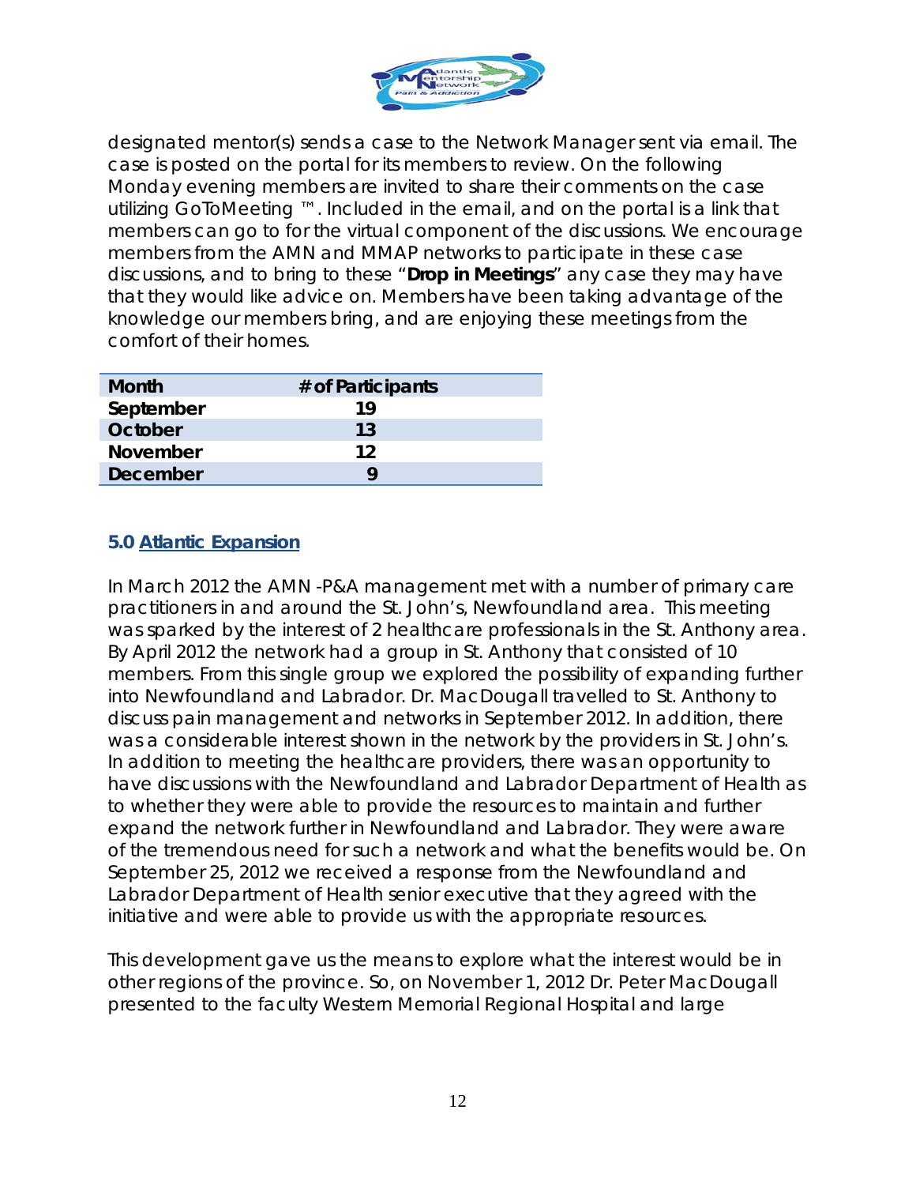designated mentor(s) sends a case to the Network Manager sent via email. The case is posted on the portal for its members to review. On the following Monday evening members are invited to share their comments on the case utilizing GoToMeeting ™. Included in the email, and on the portal is a link that members can go to for the virtual component of the discussions. We encourage members from the AMN and MMAP networks to participate in these case discussions, and to bring to these "**Drop in Meetings**" any case they may have that they would like advice on. Members have been taking advantage of the knowledge our members bring, and are enjoying these meetings from the comfort of their homes.

| Month | # of Participants |
|---|---|
| September | 19 |
| October | 13 |
| November | 12 |
| December | 9 |

## 5.0 Atlantic Expansion

In March 2012 the AMN -P&A management met with a number of primary care practitioners in and around the St. John's, Newfoundland area. This meeting was sparked by the interest of 2 healthcare professionals in the St. Anthony area. By April 2012 the network had a group in St. Anthony that consisted of 10 members. From this single group we explored the possibility of expanding further into Newfoundland and Labrador. Dr. MacDougall travelled to St. Anthony to discuss pain management and networks in September 2012. In addition, there was a considerable interest shown in the network by the providers in St. John's. In addition to meeting the healthcare providers, there was an opportunity to have discussions with the Newfoundland and Labrador Department of Health as to whether they were able to provide the resources to maintain and further expand the network further in Newfoundland and Labrador. They were aware of the tremendous need for such a network and what the benefits would be. On September 25, 2012 we received a response from the Newfoundland and Labrador Department of Health senior executive that they agreed with the initiative and were able to provide us with the appropriate resources.

This development gave us the means to explore what the interest would be in other regions of the province. So, on November 1, 2012 Dr. Peter MacDougall presented to the faculty Western Memorial Regional Hospital and large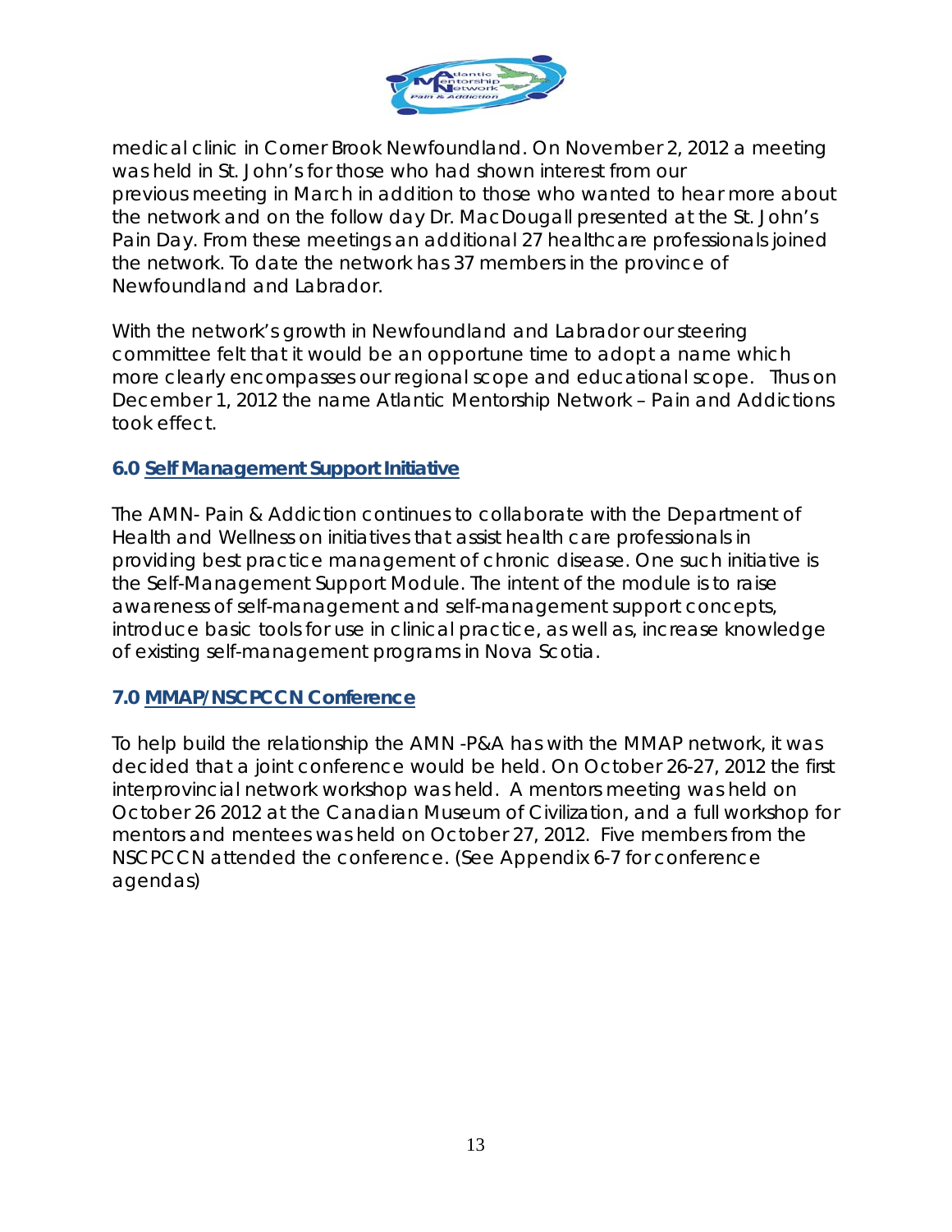medical clinic in Corner Brook Newfoundland. On November 2, 2012 a meeting was held in St. John's for those who had shown interest from our previous meeting in March in addition to those who wanted to hear more about the network and on the follow day Dr. MacDougall presented at the St. John's Pain Day. From these meetings an additional 27 healthcare professionals joined the network. To date the network has 37 members in the province of Newfoundland and Labrador.

With the network's growth in Newfoundland and Labrador our steering committee felt that it would be an opportune time to adopt a name which more clearly encompasses our regional scope and educational scope. Thus on December 1, 2012 the name Atlantic Mentorship Network – Pain and Addictions took effect.

### 6.0 Self Management Support Initiative

The AMN- Pain & Addiction continues to collaborate with the Department of Health and Wellness on initiatives that assist health care professionals in providing best practice management of chronic disease. One such initiative is the Self-Management Support Module. The intent of the module is to raise awareness of self-management and self-management support concepts, introduce basic tools for use in clinical practice, as well as, increase knowledge of existing self-management programs in Nova Scotia.

### 7.0 MMAP/NSCPCCN Conference

To help build the relationship the AMN -P&A has with the MMAP network, it was decided that a joint conference would be held. On October 26-27, 2012 the first interprovincial network workshop was held. A mentors meeting was held on October 26 2012 at the Canadian Museum of Civilization, and a full workshop for mentors and mentees was held on October 27, 2012. Five members from the NSCPCCN attended the conference. (See Appendix 6-7 for conference agendas)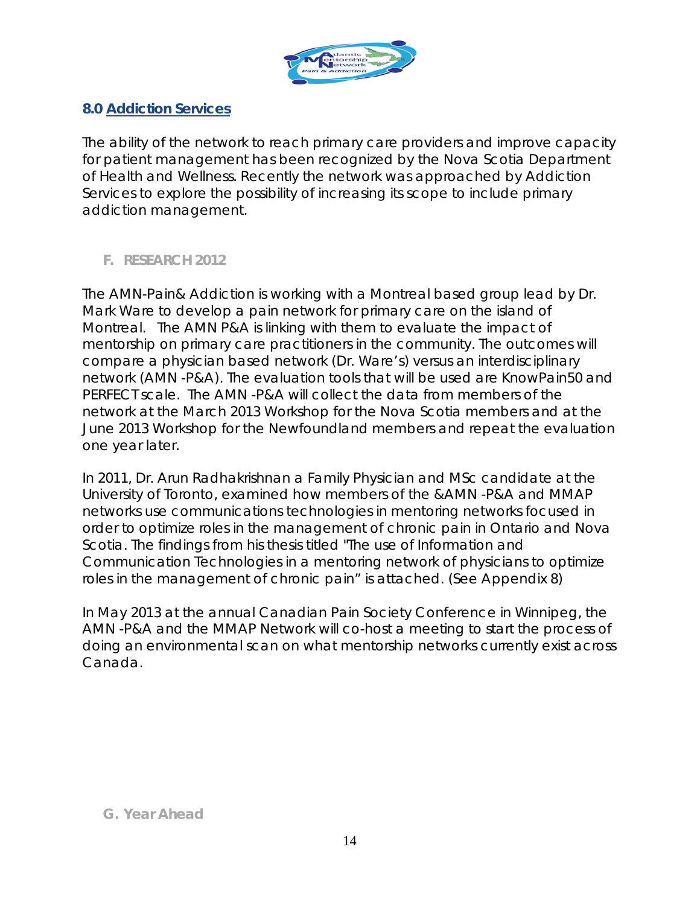## 8.0 Addiction Services

The ability of the network to reach primary care providers and improve capacity for patient management has been recognized by the Nova Scotia Department of Health and Wellness. Recently the network was approached by Addiction Services to explore the possibility of increasing its scope to include primary addiction management.

## F. RESEARCH 2012

The AMN-Pain& Addiction is working with a Montreal based group lead by Dr. Mark Ware to develop a pain network for primary care on the island of Montreal. The AMN P&A is linking with them to evaluate the impact of mentorship on primary care practitioners in the community. The outcomes will compare a physician based network (Dr. Ware's) versus an interdisciplinary network (AMN -P&A). The evaluation tools that will be used are KnowPain50 and PERFECT scale. The AMN -P&A will collect the data from members of the network at the March 2013 Workshop for the Nova Scotia members and at the June 2013 Workshop for the Newfoundland members and repeat the evaluation one year later.

In 2011, Dr. Arun Radhakrishnan a Family Physician and MSc candidate at the University of Toronto, examined how members of the &AMN -P&A and MMAP networks use communications technologies in mentoring networks focused in order to optimize roles in the management of chronic pain in Ontario and Nova Scotia. The findings from his thesis titled "The use of Information and Communication Technologies in a mentoring network of physicians to optimize roles in the management of chronic pain" is attached. (See Appendix 8)

In May 2013 at the annual Canadian Pain Society Conference in Winnipeg, the AMN -P&A and the MMAP Network will co-host a meeting to start the process of doing an environmental scan on what mentorship networks currently exist across Canada.

## G. Year Ahead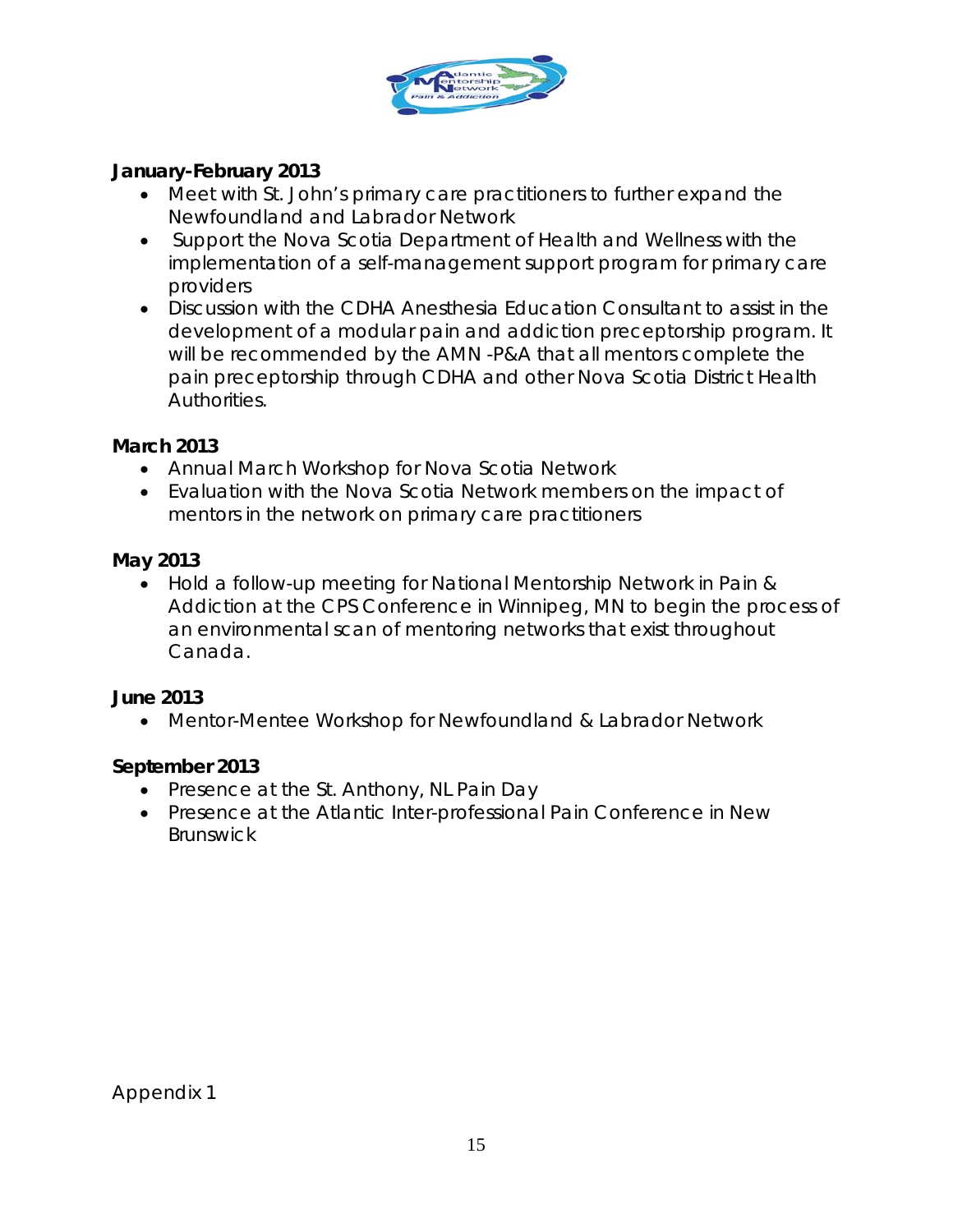**January-February 2013**

- Meet with St. John's primary care practitioners to further expand the Newfoundland and Labrador Network
- Support the Nova Scotia Department of Health and Wellness with the implementation of a self-management support program for primary care providers
- Discussion with the CDHA Anesthesia Education Consultant to assist in the development of a modular pain and addiction preceptorship program. It will be recommended by the AMN -P&A that all mentors complete the pain preceptorship through CDHA and other Nova Scotia District Health Authorities.

**March 2013**

- Annual March Workshop for Nova Scotia Network
- Evaluation with the Nova Scotia Network members on the impact of mentors in the network on primary care practitioners

**May 2013**

- Hold a follow-up meeting for National Mentorship Network in Pain & Addiction at the CPS Conference in Winnipeg, MN to begin the process of an environmental scan of mentoring networks that exist throughout Canada.

**June 2013**

- Mentor-Mentee Workshop for Newfoundland & Labrador Network

**September 2013**

- Presence at the St. Anthony, NL Pain Day
- Presence at the Atlantic Inter-professional Pain Conference in New Brunswick

Appendix 1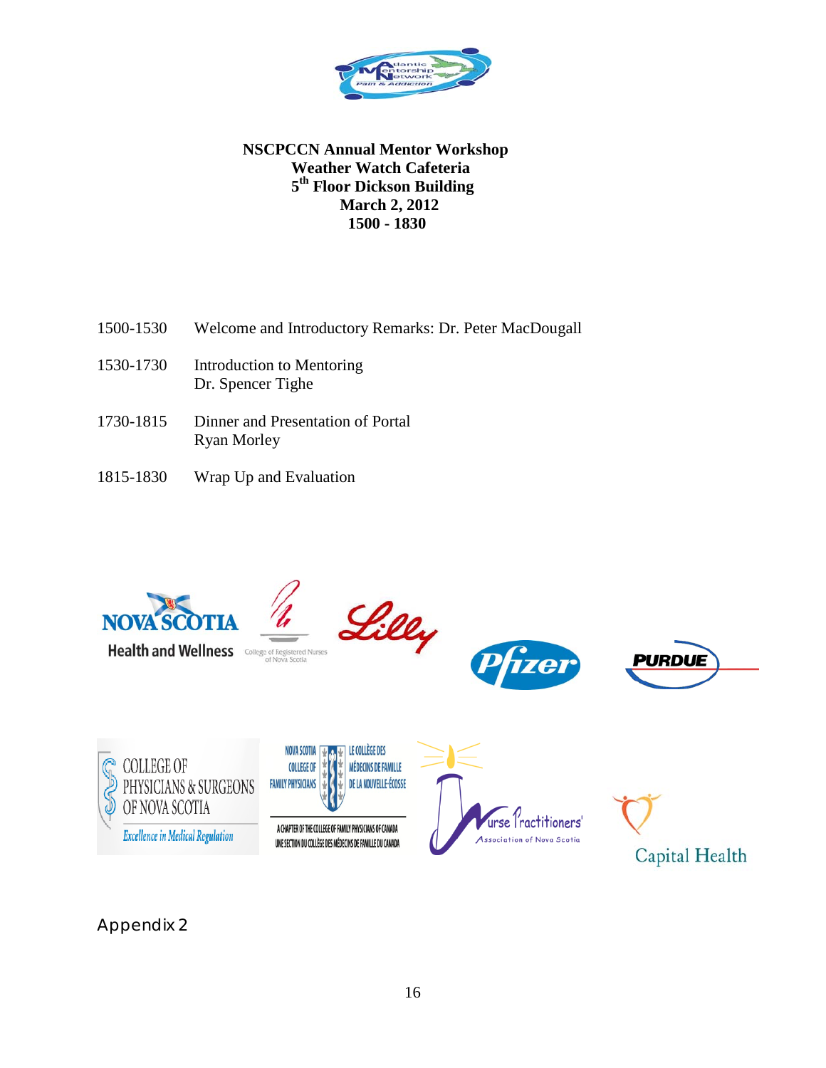**NSCPCCN Annual Mentor Workshop**
**Weather Watch Cafeteria**
**5th Floor Dickson Building**
**March 2, 2012**
**1500 - 1830**

| | |
|---|---|
| 1500-1530 | Welcome and Introductory Remarks: Dr. Peter MacDougall |
| 1530-1730 | Introduction to Mentoring<br>Dr. Spencer Tighe |
| 1730-1815 | Dinner and Presentation of Portal<br>Ryan Morley |
| 1815-1830 | Wrap Up and Evaluation |

Appendix 2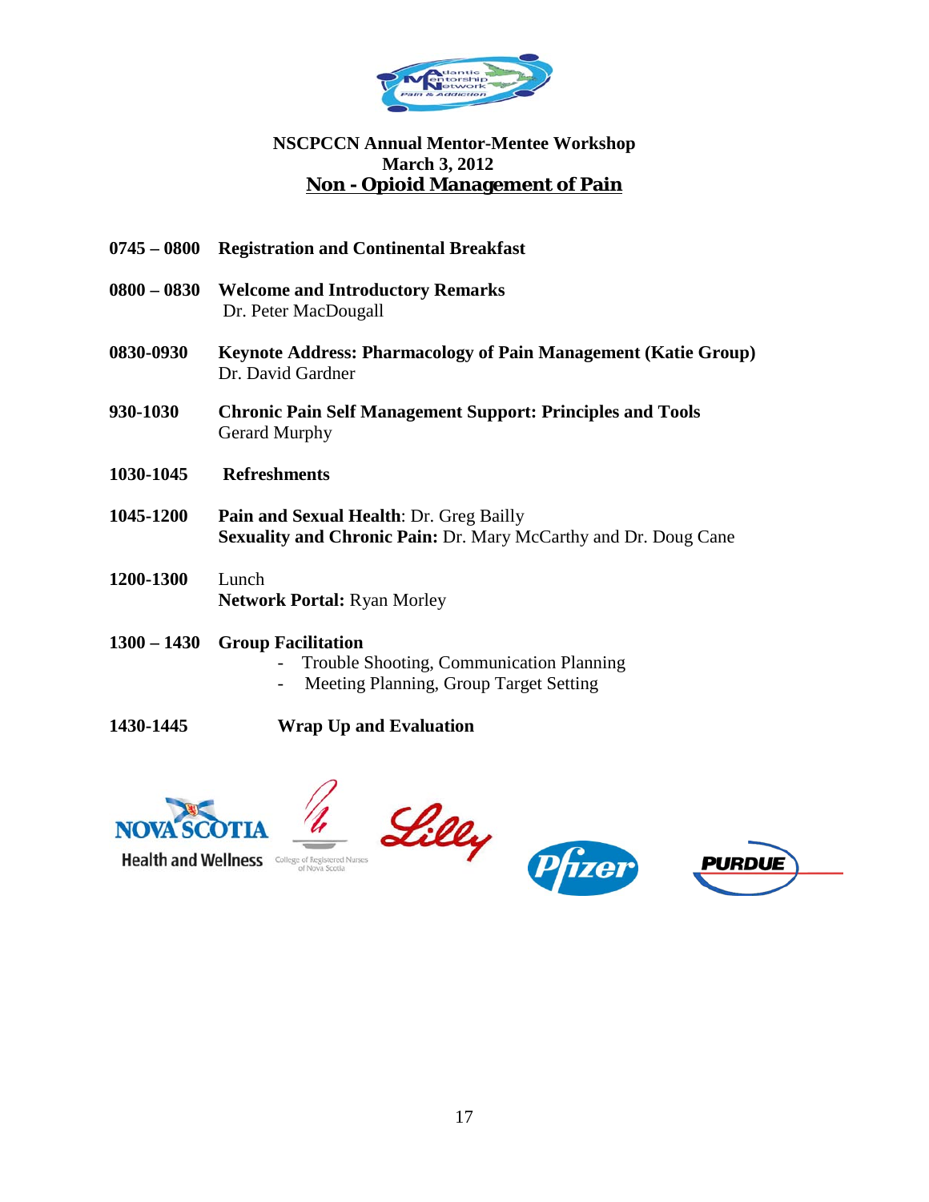**NSCPCCN Annual Mentor-Mentee Workshop**
**March 3, 2012**

# Non - Opioid Management of Pain

**0745 – 0800** **Registration and Continental Breakfast**

**0800 – 0830** **Welcome and Introductory Remarks**
Dr. Peter MacDougall

**0830-0930** **Keynote Address: Pharmacology of Pain Management (Katie Group)**
Dr. David Gardner

**930-1030** **Chronic Pain Self Management Support: Principles and Tools**
Gerard Murphy

**1030-1045** **Refreshments**

**1045-1200** **Pain and Sexual Health**: Dr. Greg Bailly
**Sexuality and Chronic Pain:** Dr. Mary McCarthy and Dr. Doug Cane

**1200-1300** Lunch
**Network Portal:** Ryan Morley

**1300 – 1430** **Group Facilitation**

- Trouble Shooting, Communication Planning
- Meeting Planning, Group Target Setting

**1430-1445** **Wrap Up and Evaluation**

NOVA SCOTIA Health and Wellness

College of Registered Nurses of Nova Scotia

Lilly

Pfizer

PURDUE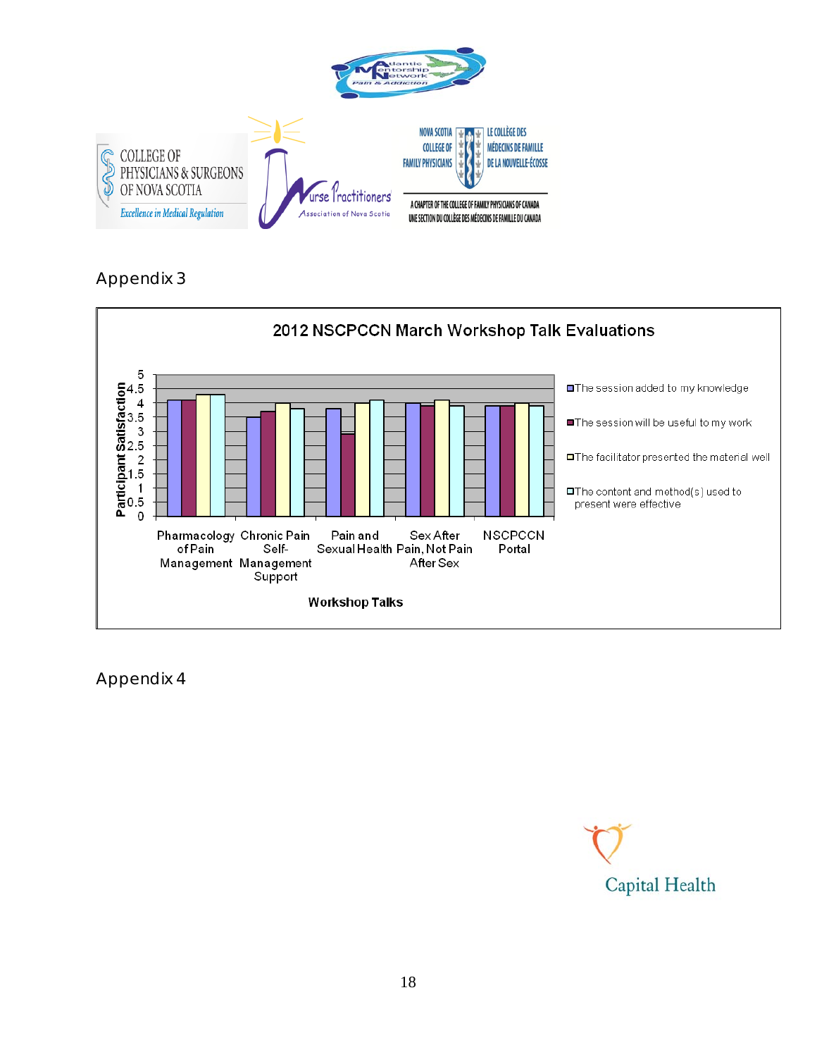## Appendix 3

**2012 NSCPCCN March Workshop Talk Evaluations**

Participant Satisfaction (0–5)

Workshop Talks:

- Pharmacology of Pain Management
- Chronic Pain Self-Management Support
- Pain and Sexual Health
- Sex After Pain, Not Pain After Sex
- NSCPCCN Portal

Legend:

- The session added to my knowledge
- The session will be useful to my work
- The facilitator presented the material well
- The content and method(s) used to present were effective

## Appendix 4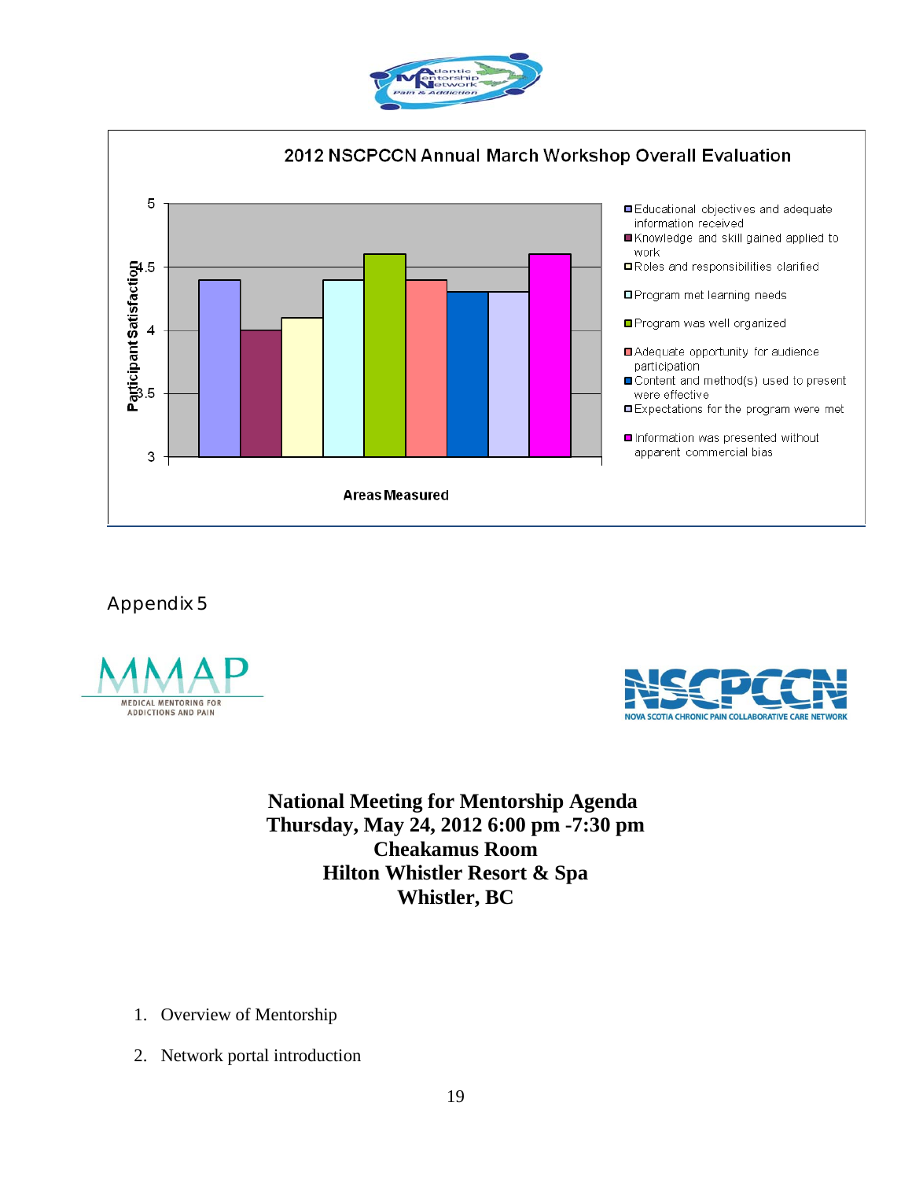**2012 NSCPCCN Annual March Workshop Overall Evaluation**

| Areas Measured | Participant Satisfaction |
|---|---|
| Educational objectives and adequate information received | 4.4 |
| Knowledge and skill gained applied to work | 4.0 |
| Roles and responsibilities clarified | 4.1 |
| Program met learning needs | 4.4 |
| Program was well organized | 4.6 |
| Adequate opportunity for audience participation | 4.4 |
| Content and method(s) used to present were effective | 4.3 |
| Expectations for the program were met | 4.3 |
| Information was presented without apparent commercial bias | 4.6 |

## Appendix 5

MMAP — MEDICAL MENTORING FOR ADDICTIONS AND PAIN

NSCPCCN — NOVA SCOTIA CHRONIC PAIN COLLABORATIVE CARE NETWORK

**National Meeting for Mentorship Agenda**
**Thursday, May 24, 2012 6:00 pm -7:30 pm**
**Cheakamus Room**
**Hilton Whistler Resort & Spa**
**Whistler, BC**

1. Overview of Mentorship
2. Network portal introduction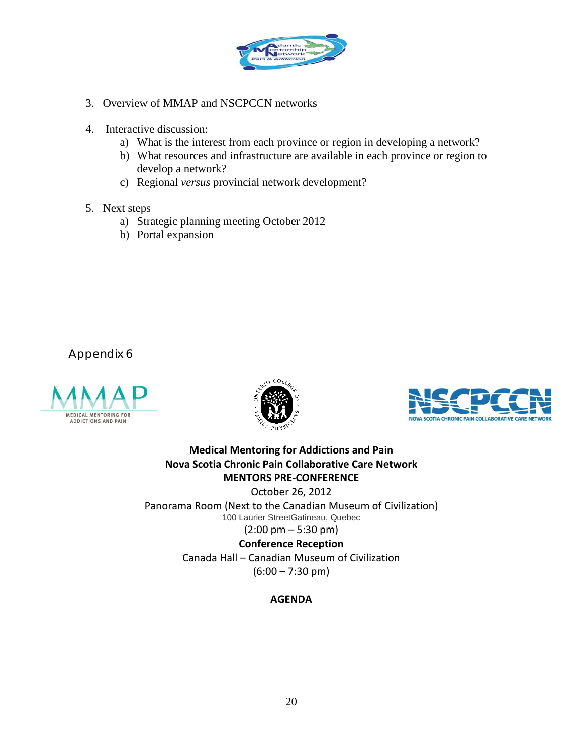3. Overview of MMAP and NSCPCCN networks

4. Interactive discussion:
   a) What is the interest from each province or region in developing a network?
   b) What resources and infrastructure are available in each province or region to develop a network?
   c) Regional *versus* provincial network development?

5. Next steps
   a) Strategic planning meeting October 2012
   b) Portal expansion

## Appendix 6

**Medical Mentoring for Addictions and Pain**
**Nova Scotia Chronic Pain Collaborative Care Network**
**MENTORS PRE-CONFERENCE**
October 26, 2012
Panorama Room (Next to the Canadian Museum of Civilization)
100 Laurier StreetGatineau, Quebec
(2:00 pm – 5:30 pm)
**Conference Reception**
Canada Hall – Canadian Museum of Civilization
(6:00 – 7:30 pm)

**AGENDA**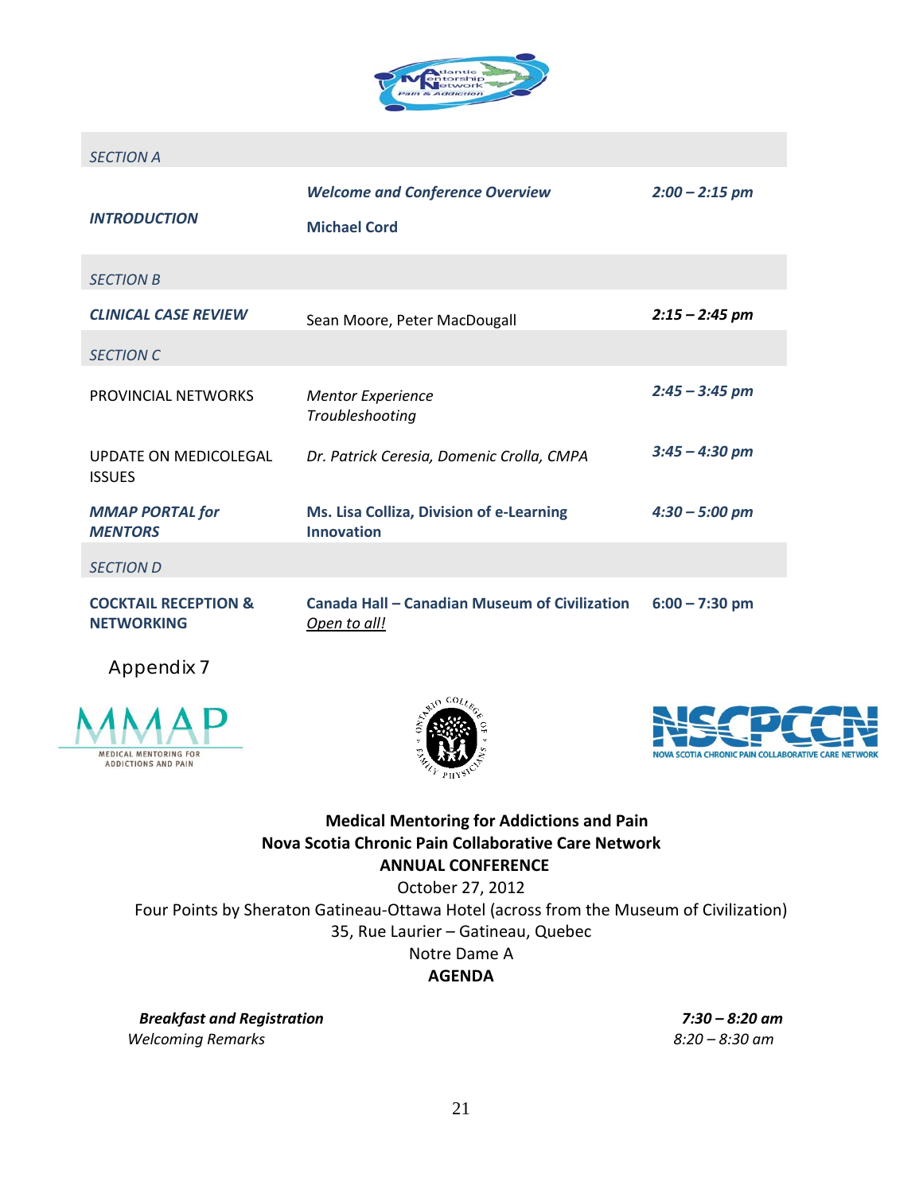| SECTION A | | |
|---|---|---|
| ***INTRODUCTION*** | ***Welcome and Conference Overview*** **Michael Cord** | ***2:00 – 2:15 pm*** |
| SECTION B | | |
| ***CLINICAL CASE REVIEW*** | Sean Moore, Peter MacDougall | ***2:15 – 2:45 pm*** |
| SECTION C | | |
| PROVINCIAL NETWORKS | *Mentor Experience Troubleshooting* | ***2:45 – 3:45 pm*** |
| UPDATE ON MEDICOLEGAL ISSUES | *Dr. Patrick Ceresia, Domenic Crolla, CMPA* | ***3:45 – 4:30 pm*** |
| ***MMAP PORTAL for MENTORS*** | **Ms. Lisa Colliza, Division of e-Learning Innovation** | ***4:30 – 5:00 pm*** |
| SECTION D | | |
| **COCKTAIL RECEPTION & NETWORKING** | **Canada Hall – Canadian Museum of Civilization** *Open to all!* | **6:00 – 7:30 pm** |

Appendix 7

**Medical Mentoring for Addictions and Pain**
**Nova Scotia Chronic Pain Collaborative Care Network**
**ANNUAL CONFERENCE**
October 27, 2012
Four Points by Sheraton Gatineau-Ottawa Hotel (across from the Museum of Civilization)
35, Rue Laurier – Gatineau, Quebec
Notre Dame A
**AGENDA**

| | |
|---|---|
| ***Breakfast and Registration*** | ***7:30 – 8:20 am*** |
| *Welcoming Remarks* | *8:20 – 8:30 am* |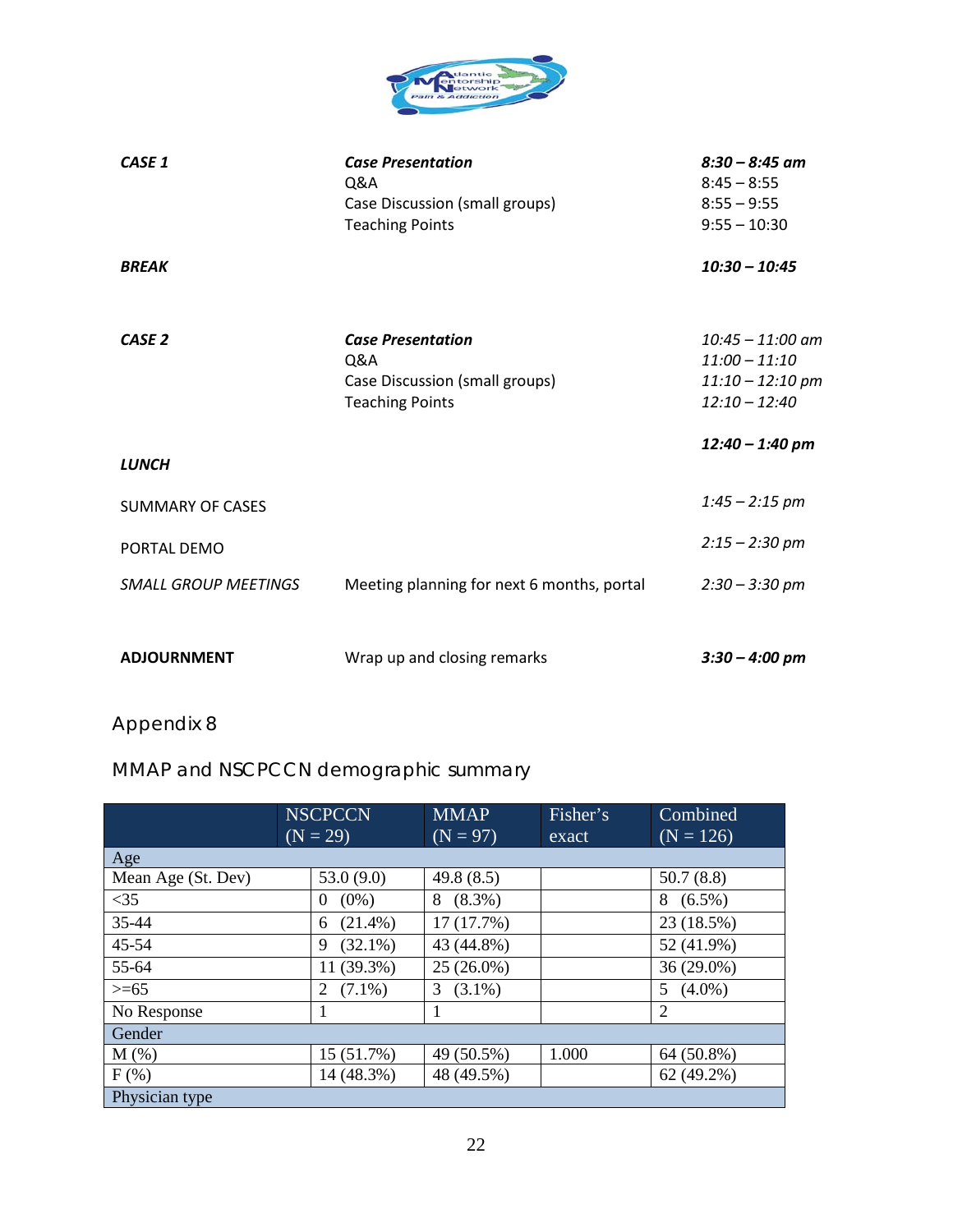| | | |
|---|---|---|
| ***CASE 1*** | ***Case Presentation*** | ***8:30 – 8:45 am*** |
| | Q&A | 8:45 – 8:55 |
| | Case Discussion (small groups) | 8:55 – 9:55 |
| | Teaching Points | 9:55 – 10:30 |
| ***BREAK*** | | ***10:30 – 10:45*** |
| ***CASE 2*** | ***Case Presentation*** | *10:45 – 11:00 am* |
| | Q&A | *11:00 – 11:10* |
| | Case Discussion (small groups) | *11:10 – 12:10 pm* |
| | Teaching Points | *12:10 – 12:40* |
| ***LUNCH*** | | ***12:40 – 1:40 pm*** |
| SUMMARY OF CASES | | *1:45 – 2:15 pm* |
| PORTAL DEMO | | *2:15 – 2:30 pm* |
| *SMALL GROUP MEETINGS* | Meeting planning for next 6 months, portal | *2:30 – 3:30 pm* |
| **ADJOURNMENT** | Wrap up and closing remarks | ***3:30 – 4:00 pm*** |

## Appendix 8

### MMAP and NSCPCCN demographic summary

| | NSCPCCN (N = 29) | MMAP (N = 97) | Fisher's exact | Combined (N = 126) |
|---|---|---|---|---|
| Age | | | | |
| Mean Age (St. Dev) | 53.0 (9.0) | 49.8 (8.5) | | 50.7 (8.8) |
| <35 | 0 (0%) | 8 (8.3%) | | 8 (6.5%) |
| 35-44 | 6 (21.4%) | 17 (17.7%) | | 23 (18.5%) |
| 45-54 | 9 (32.1%) | 43 (44.8%) | | 52 (41.9%) |
| 55-64 | 11 (39.3%) | 25 (26.0%) | | 36 (29.0%) |
| >=65 | 2 (7.1%) | 3 (3.1%) | | 5 (4.0%) |
| No Response | 1 | 1 | | 2 |
| Gender | | | | |
| M (%) | 15 (51.7%) | 49 (50.5%) | 1.000 | 64 (50.8%) |
| F (%) | 14 (48.3%) | 48 (49.5%) | | 62 (49.2%) |
| Physician type | | | | |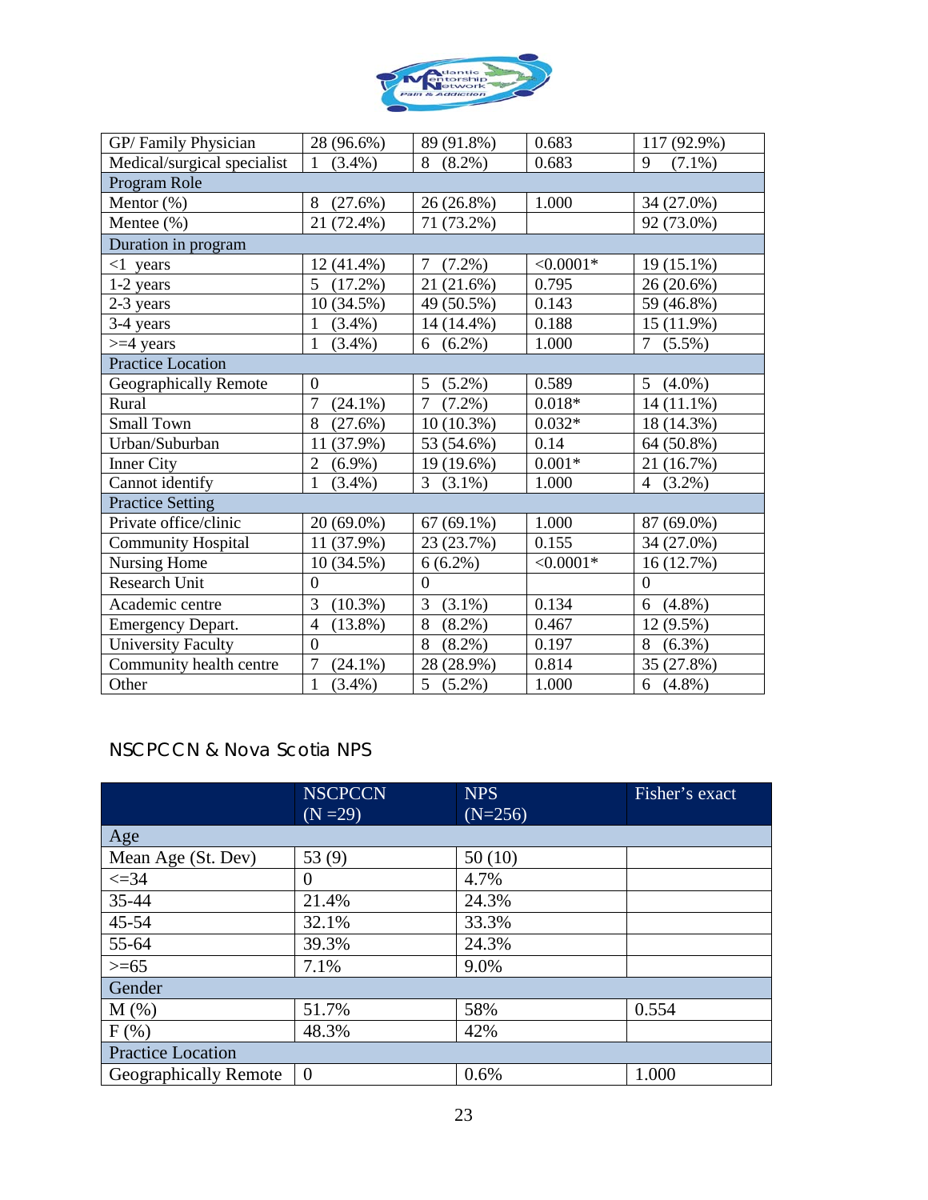| | | | | |
|---|---|---|---|---|
| GP/ Family Physician | 28 (96.6%) | 89 (91.8%) | 0.683 | 117 (92.9%) |
| Medical/surgical specialist | 1 (3.4%) | 8 (8.2%) | 0.683 | 9 (7.1%) |
| Program Role | | | | |
| Mentor (%) | 8 (27.6%) | 26 (26.8%) | 1.000 | 34 (27.0%) |
| Mentee (%) | 21 (72.4%) | 71 (73.2%) | | 92 (73.0%) |
| Duration in program | | | | |
| <1 years | 12 (41.4%) | 7 (7.2%) | <0.0001* | 19 (15.1%) |
| 1-2 years | 5 (17.2%) | 21 (21.6%) | 0.795 | 26 (20.6%) |
| 2-3 years | 10 (34.5%) | 49 (50.5%) | 0.143 | 59 (46.8%) |
| 3-4 years | 1 (3.4%) | 14 (14.4%) | 0.188 | 15 (11.9%) |
| >=4 years | 1 (3.4%) | 6 (6.2%) | 1.000 | 7 (5.5%) |
| Practice Location | | | | |
| Geographically Remote | 0 | 5 (5.2%) | 0.589 | 5 (4.0%) |
| Rural | 7 (24.1%) | 7 (7.2%) | 0.018* | 14 (11.1%) |
| Small Town | 8 (27.6%) | 10 (10.3%) | 0.032* | 18 (14.3%) |
| Urban/Suburban | 11 (37.9%) | 53 (54.6%) | 0.14 | 64 (50.8%) |
| Inner City | 2 (6.9%) | 19 (19.6%) | 0.001* | 21 (16.7%) |
| Cannot identify | 1 (3.4%) | 3 (3.1%) | 1.000 | 4 (3.2%) |
| Practice Setting | | | | |
| Private office/clinic | 20 (69.0%) | 67 (69.1%) | 1.000 | 87 (69.0%) |
| Community Hospital | 11 (37.9%) | 23 (23.7%) | 0.155 | 34 (27.0%) |
| Nursing Home | 10 (34.5%) | 6 (6.2%) | <0.0001* | 16 (12.7%) |
| Research Unit | 0 | 0 | | 0 |
| Academic centre | 3 (10.3%) | 3 (3.1%) | 0.134 | 6 (4.8%) |
| Emergency Depart. | 4 (13.8%) | 8 (8.2%) | 0.467 | 12 (9.5%) |
| University Faculty | 0 | 8 (8.2%) | 0.197 | 8 (6.3%) |
| Community health centre | 7 (24.1%) | 28 (28.9%) | 0.814 | 35 (27.8%) |
| Other | 1 (3.4%) | 5 (5.2%) | 1.000 | 6 (4.8%) |

## NSCPCCN & Nova Scotia NPS

| | NSCPCCN (N =29) | NPS (N=256) | Fisher's exact |
|---|---|---|---|
| Age | | | |
| Mean Age (St. Dev) | 53 (9) | 50 (10) | |
| <=34 | 0 | 4.7% | |
| 35-44 | 21.4% | 24.3% | |
| 45-54 | 32.1% | 33.3% | |
| 55-64 | 39.3% | 24.3% | |
| >=65 | 7.1% | 9.0% | |
| Gender | | | |
| M (%) | 51.7% | 58% | 0.554 |
| F (%) | 48.3% | 42% | |
| Practice Location | | | |
| Geographically Remote | 0 | 0.6% | 1.000 |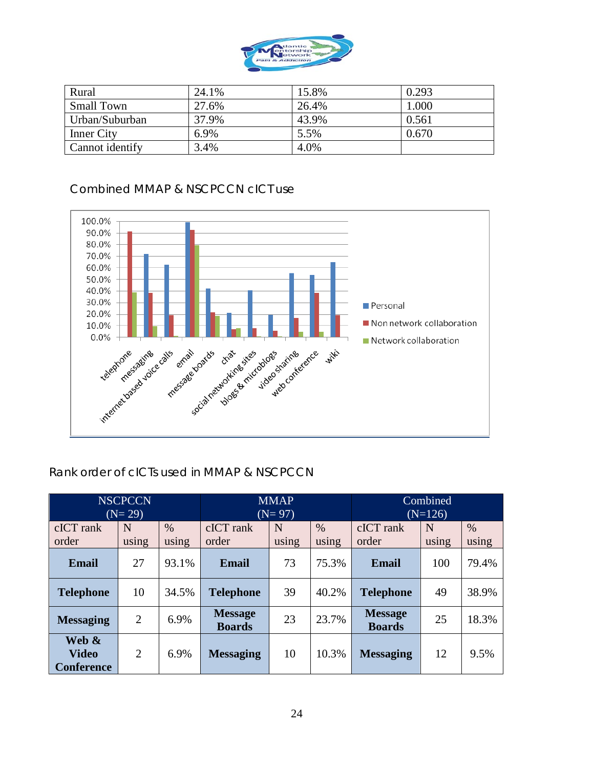| Rural | 24.1% | 15.8% | 0.293 |
|---|---|---|---|
| Small Town | 27.6% | 26.4% | 1.000 |
| Urban/Suburban | 37.9% | 43.9% | 0.561 |
| Inner City | 6.9% | 5.5% | 0.670 |
| Cannot identify | 3.4% | 4.0% | |

## Combined MMAP & NSCPCCN cICT use

## Rank order of cICTs used in MMAP & NSCPCCN

| NSCPCCN (N= 29) | | | MMAP (N= 97) | | | Combined (N=126) | | |
|---|---|---|---|---|---|---|---|---|
| cICT rank order | N using | % using | cICT rank order | N using | % using | cICT rank order | N using | % using |
| **Email** | 27 | 93.1% | **Email** | 73 | 75.3% | **Email** | 100 | 79.4% |
| **Telephone** | 10 | 34.5% | **Telephone** | 39 | 40.2% | **Telephone** | 49 | 38.9% |
| **Messaging** | 2 | 6.9% | **Message Boards** | 23 | 23.7% | **Message Boards** | 25 | 18.3% |
| **Web & Video Conference** | 2 | 6.9% | **Messaging** | 10 | 10.3% | **Messaging** | 12 | 9.5% |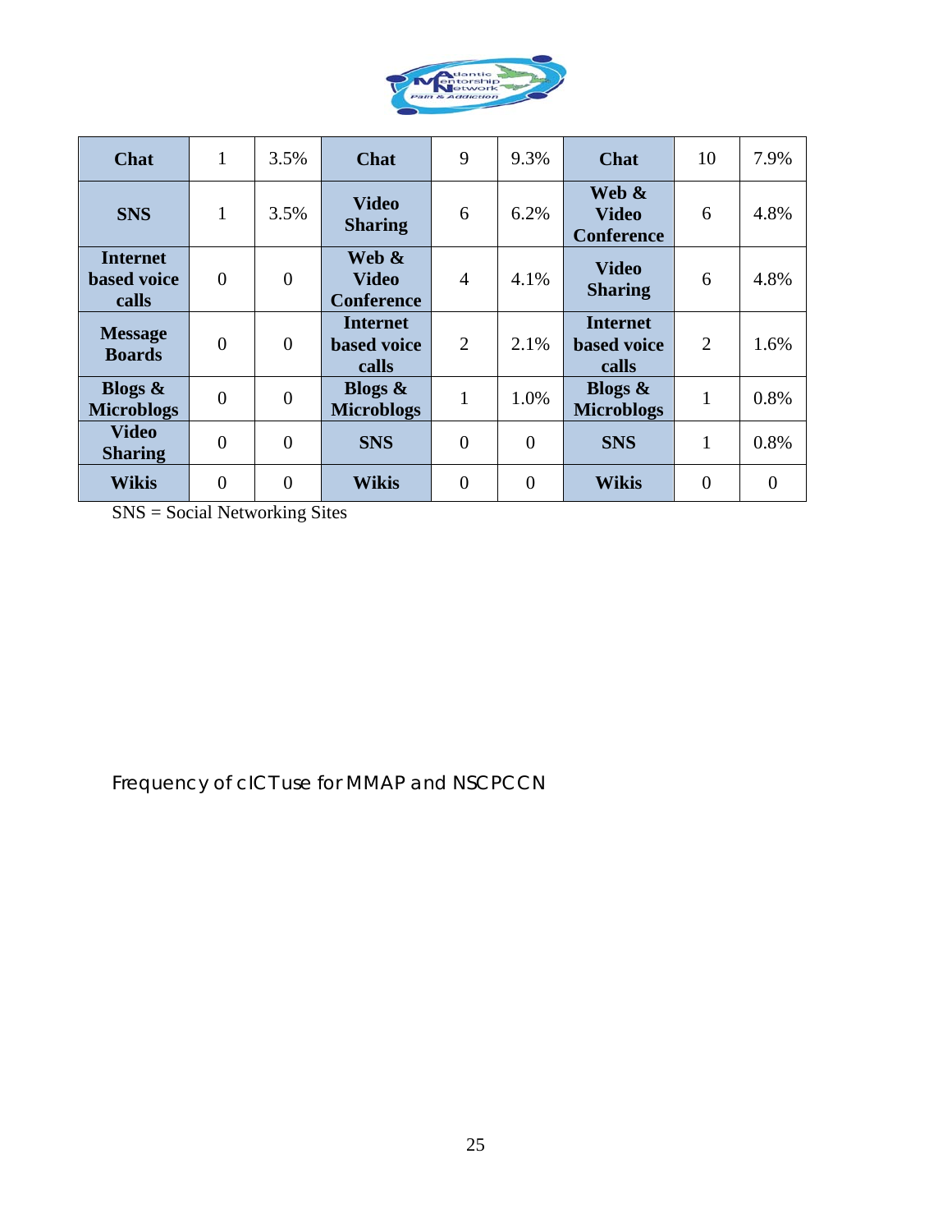| Chat | 1 | 3.5% | Chat | 9 | 9.3% | Chat | 10 | 7.9% |
|---|---|---|---|---|---|---|---|---|
| SNS | 1 | 3.5% | Video Sharing | 6 | 6.2% | Web & Video Conference | 6 | 4.8% |
| Internet based voice calls | 0 | 0 | Web & Video Conference | 4 | 4.1% | Video Sharing | 6 | 4.8% |
| Message Boards | 0 | 0 | Internet based voice calls | 2 | 2.1% | Internet based voice calls | 2 | 1.6% |
| Blogs & Microblogs | 0 | 0 | Blogs & Microblogs | 1 | 1.0% | Blogs & Microblogs | 1 | 0.8% |
| Video Sharing | 0 | 0 | SNS | 0 | 0 | SNS | 1 | 0.8% |
| Wikis | 0 | 0 | Wikis | 0 | 0 | Wikis | 0 | 0 |

SNS = Social Networking Sites

Frequency of cICT use for MMAP and NSCPCCN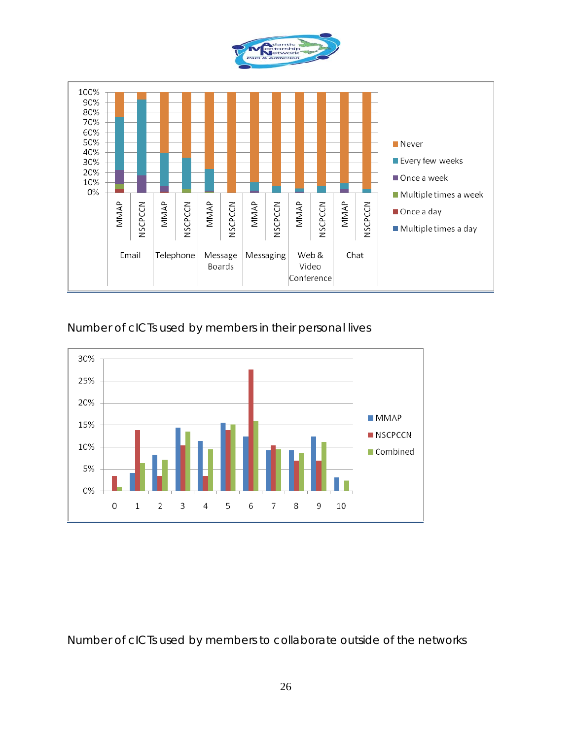Number of cICTs used by members in their personal lives

Number of cICTs used by members to collaborate outside of the networks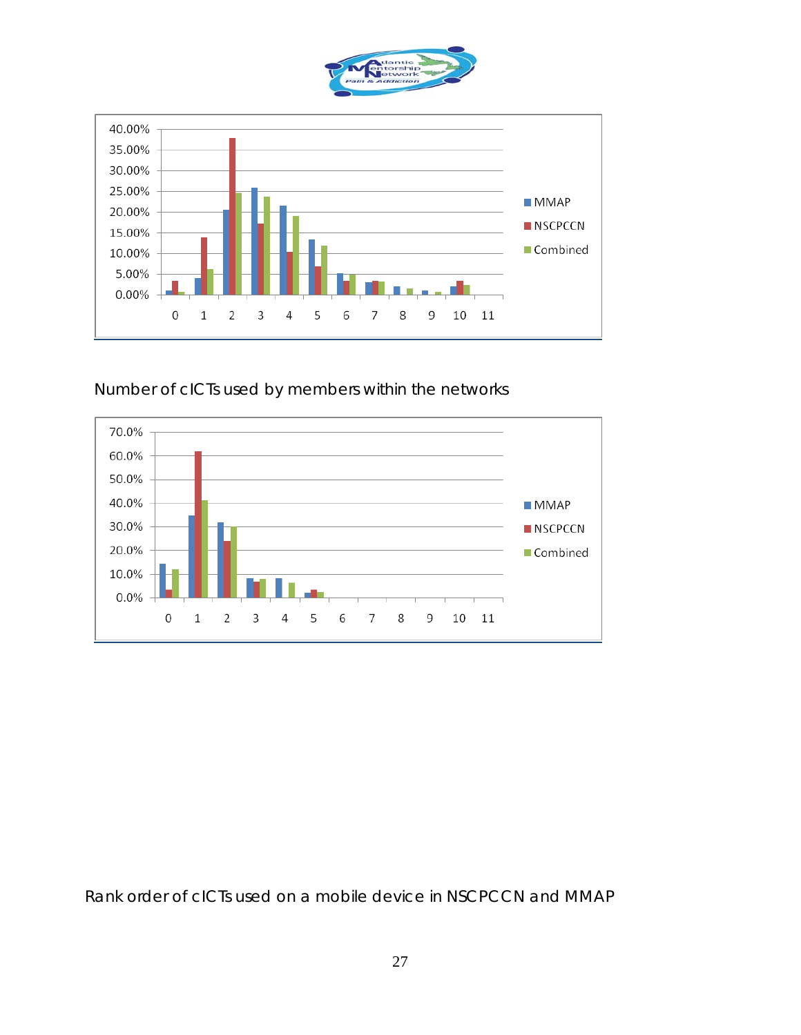Number of cICTs used by members within the networks

Rank order of cICTs used on a mobile device in NSCPCCN and MMAP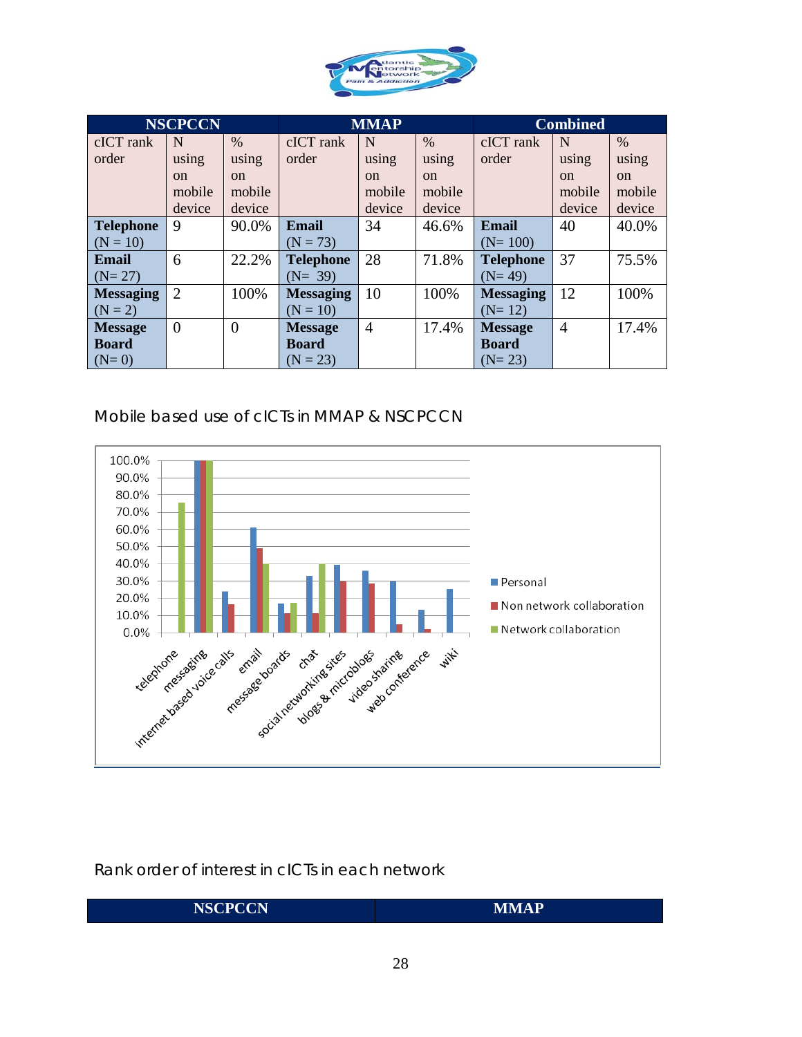| NSCPCCN | | | MMAP | | | Combined | | |
|---|---|---|---|---|---|---|---|---|
| cICT rank order | N using on mobile device | % using on mobile device | cICT rank order | N using on mobile device | % using on mobile device | cICT rank order | N using on mobile device | % using on mobile device |
| **Telephone** (N = 10) | 9 | 90.0% | **Email** (N = 73) | 34 | 46.6% | **Email** (N= 100) | 40 | 40.0% |
| **Email** (N= 27) | 6 | 22.2% | **Telephone** (N= 39) | 28 | 71.8% | **Telephone** (N= 49) | 37 | 75.5% |
| **Messaging** (N = 2) | 2 | 100% | **Messaging** (N = 10) | 10 | 100% | **Messaging** (N= 12) | 12 | 100% |
| **Message Board** (N= 0) | 0 | 0 | **Message Board** (N = 23) | 4 | 17.4% | **Message Board** (N= 23) | 4 | 17.4% |

Mobile based use of cICTs in MMAP & NSCPCCN

Rank order of interest in cICTs in each network

| NSCPCCN | MMAP |
|---|---|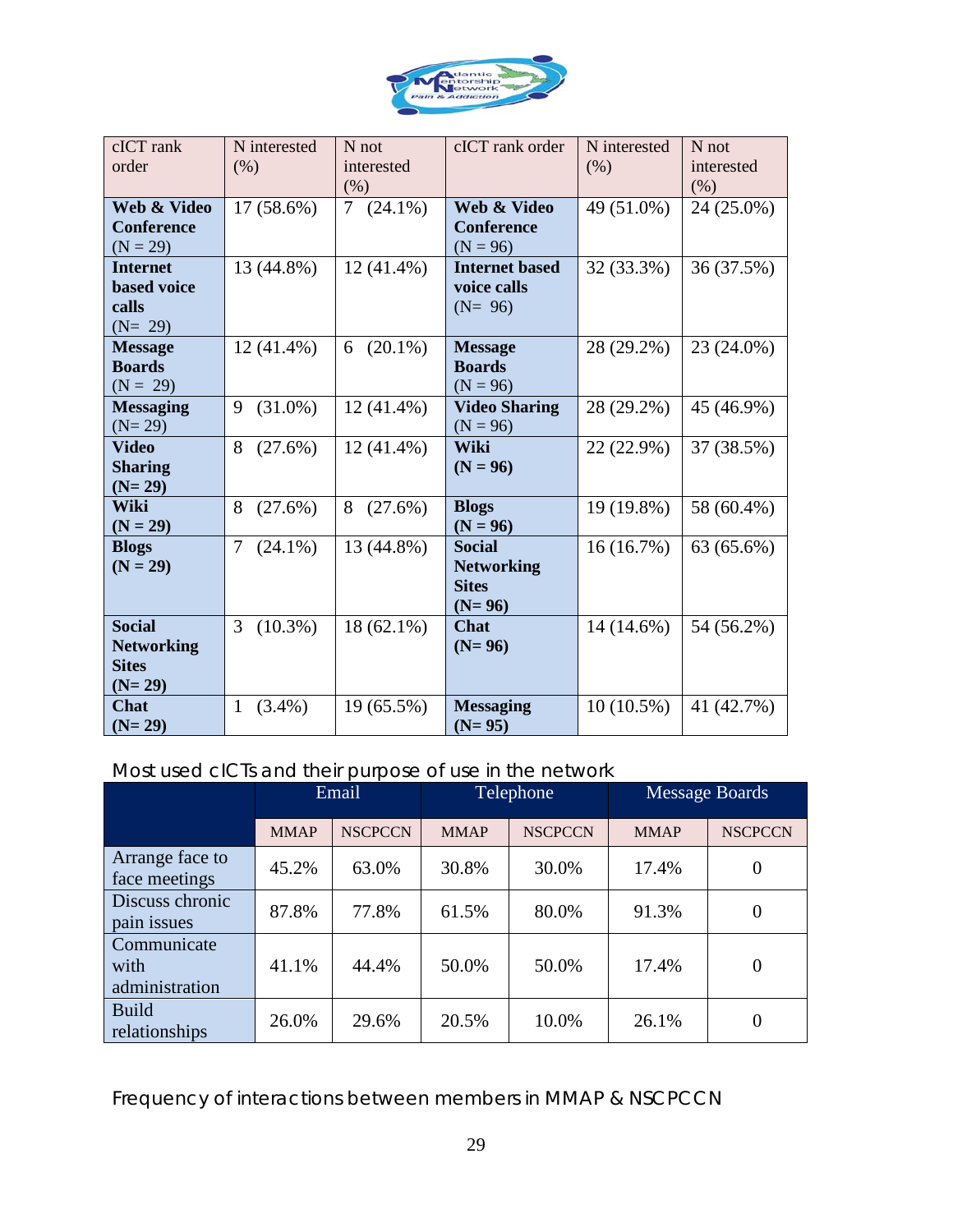| cICT rank order | N interested (%) | N not interested (%) | cICT rank order | N interested (%) | N not interested (%) |
|---|---|---|---|---|---|
| **Web & Video Conference** (N = 29) | 17 (58.6%) | 7 (24.1%) | **Web & Video Conference** (N = 96) | 49 (51.0%) | 24 (25.0%) |
| **Internet based voice calls** (N= 29) | 13 (44.8%) | 12 (41.4%) | **Internet based voice calls** (N= 96) | 32 (33.3%) | 36 (37.5%) |
| **Message Boards** (N = 29) | 12 (41.4%) | 6 (20.1%) | **Message Boards** (N = 96) | 28 (29.2%) | 23 (24.0%) |
| **Messaging** (N= 29) | 9 (31.0%) | 12 (41.4%) | **Video Sharing** (N = 96) | 28 (29.2%) | 45 (46.9%) |
| **Video Sharing (N= 29)** | 8 (27.6%) | 12 (41.4%) | **Wiki (N = 96)** | 22 (22.9%) | 37 (38.5%) |
| **Wiki (N = 29)** | 8 (27.6%) | 8 (27.6%) | **Blogs (N = 96)** | 19 (19.8%) | 58 (60.4%) |
| **Blogs (N = 29)** | 7 (24.1%) | 13 (44.8%) | **Social Networking Sites (N= 96)** | 16 (16.7%) | 63 (65.6%) |
| **Social Networking Sites (N= 29)** | 3 (10.3%) | 18 (62.1%) | **Chat (N= 96)** | 14 (14.6%) | 54 (56.2%) |
| **Chat (N= 29)** | 1 (3.4%) | 19 (65.5%) | **Messaging (N= 95)** | 10 (10.5%) | 41 (42.7%) |

Most used cICTs and their purpose of use in the network

| | Email | | Telephone | | Message Boards | |
|---|---|---|---|---|---|---|
| | MMAP | NSCPCCN | MMAP | NSCPCCN | MMAP | NSCPCCN |
| Arrange face to face meetings | 45.2% | 63.0% | 30.8% | 30.0% | 17.4% | 0 |
| Discuss chronic pain issues | 87.8% | 77.8% | 61.5% | 80.0% | 91.3% | 0 |
| Communicate with administration | 41.1% | 44.4% | 50.0% | 50.0% | 17.4% | 0 |
| Build relationships | 26.0% | 29.6% | 20.5% | 10.0% | 26.1% | 0 |

Frequency of interactions between members in MMAP & NSCPCCN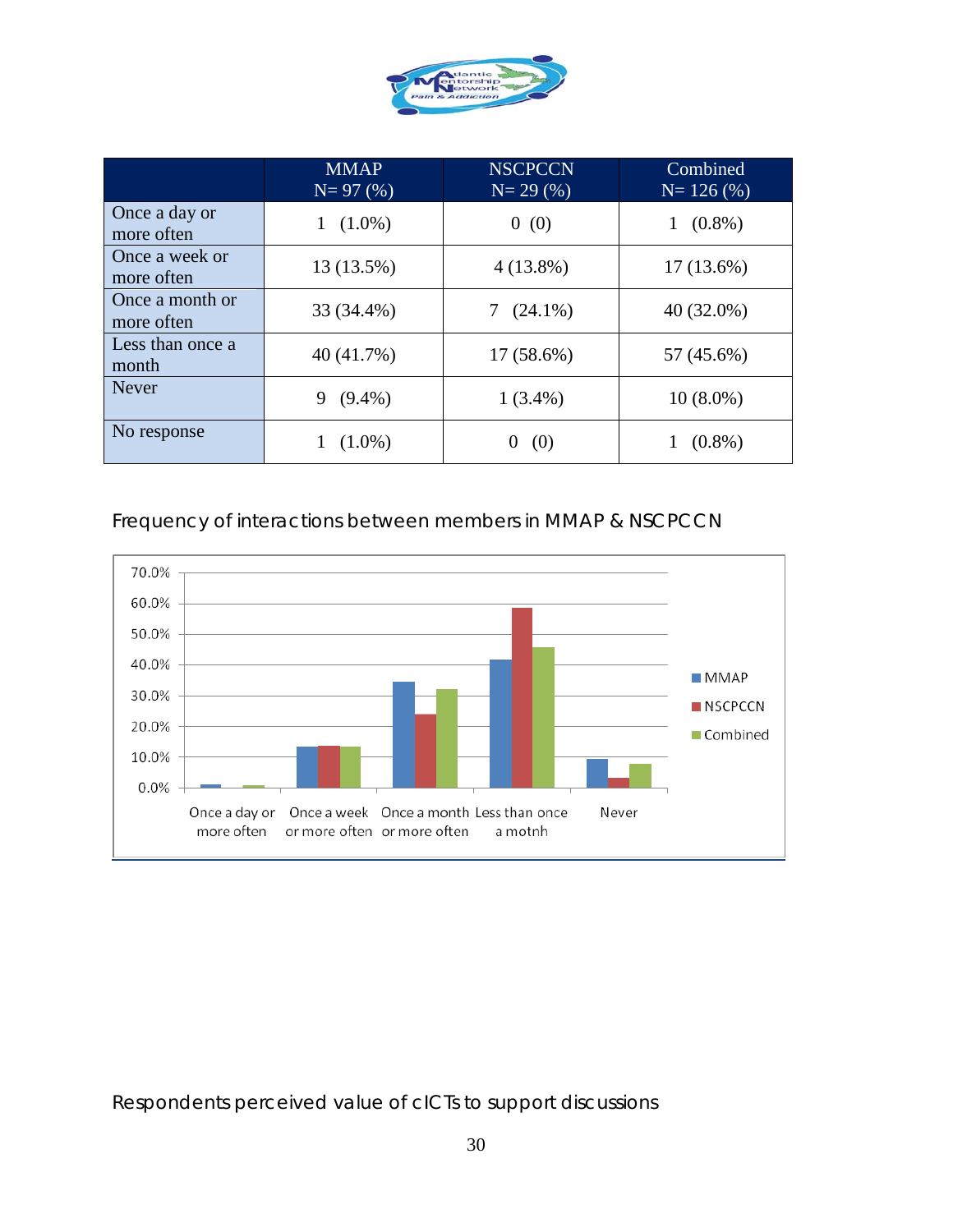|  | MMAP<br>N= 97 (%) | NSCPCCN<br>N= 29 (%) | Combined<br>N= 126 (%) |
|---|---|---|---|
| Once a day or more often | 1 (1.0%) | 0 (0) | 1 (0.8%) |
| Once a week or more often | 13 (13.5%) | 4 (13.8%) | 17 (13.6%) |
| Once a month or more often | 33 (34.4%) | 7 (24.1%) | 40 (32.0%) |
| Less than once a month | 40 (41.7%) | 17 (58.6%) | 57 (45.6%) |
| Never | 9 (9.4%) | 1 (3.4%) | 10 (8.0%) |
| No response | 1 (1.0%) | 0 (0) | 1 (0.8%) |

Frequency of interactions between members in MMAP & NSCPCCN

| | MMAP | NSCPCCN | Combined |
|---|---|---|---|
| Once a day or more often | 1.0% | 0.0% | 0.8% |
| Once a week or more often | 13.5% | 13.8% | 13.6% |
| Once a month or more often | 34.4% | 24.1% | 32.0% |
| Less than once a motnh | 41.7% | 58.6% | 45.6% |
| Never | 9.4% | 3.4% | 8.0% |

Respondents perceived value of cICTs to support discussions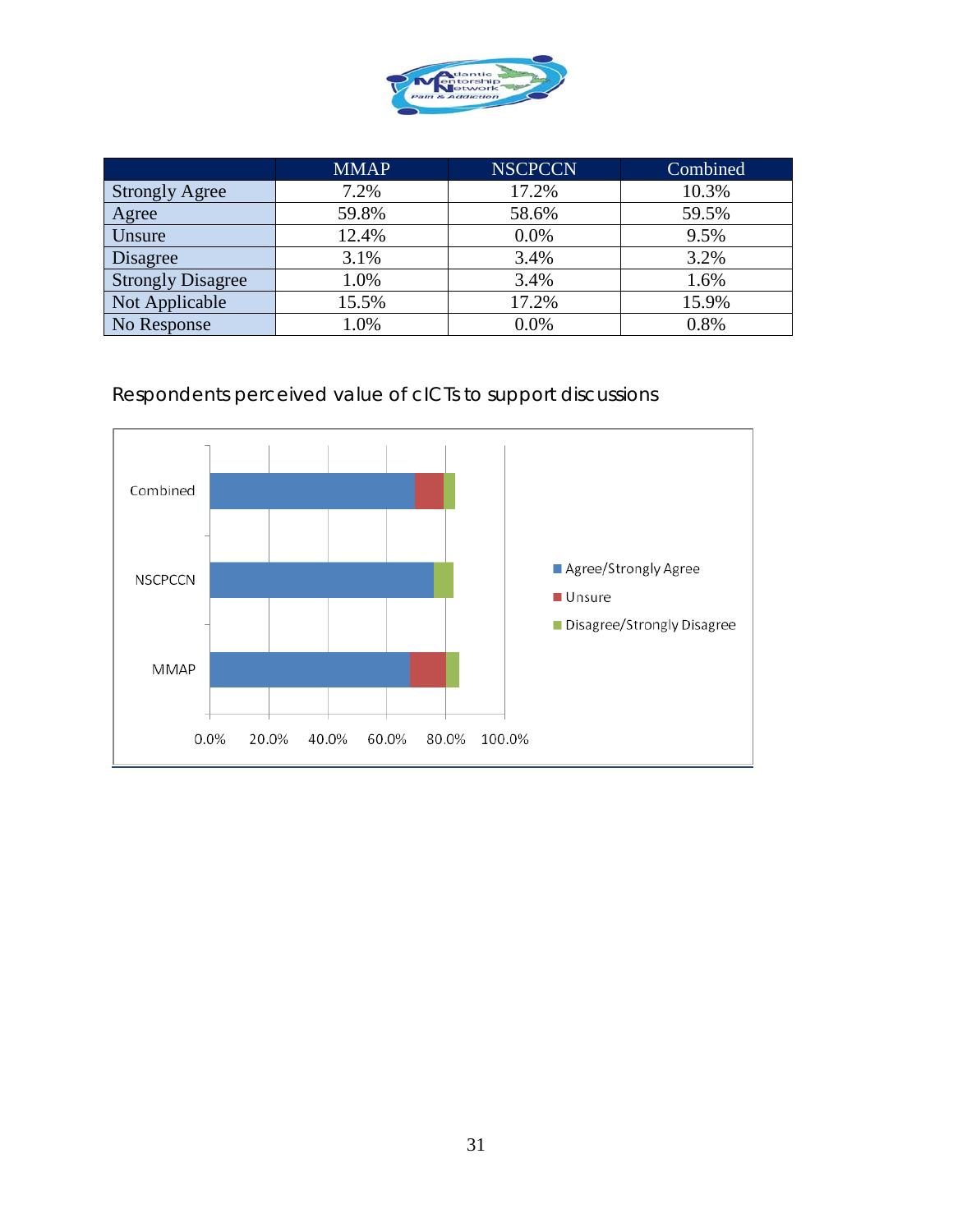| | MMAP | NSCPCCN | Combined |
|---|---|---|---|
| Strongly Agree | 7.2% | 17.2% | 10.3% |
| Agree | 59.8% | 58.6% | 59.5% |
| Unsure | 12.4% | 0.0% | 9.5% |
| Disagree | 3.1% | 3.4% | 3.2% |
| Strongly Disagree | 1.0% | 3.4% | 1.6% |
| Not Applicable | 15.5% | 17.2% | 15.9% |
| No Response | 1.0% | 0.0% | 0.8% |

Respondents perceived value of cICTs to support discussions

Combined
NSCPCCN
MMAP

0.0% 20.0% 40.0% 60.0% 80.0% 100.0%

Agree/Strongly Agree
Unsure
Disagree/Strongly Disagree